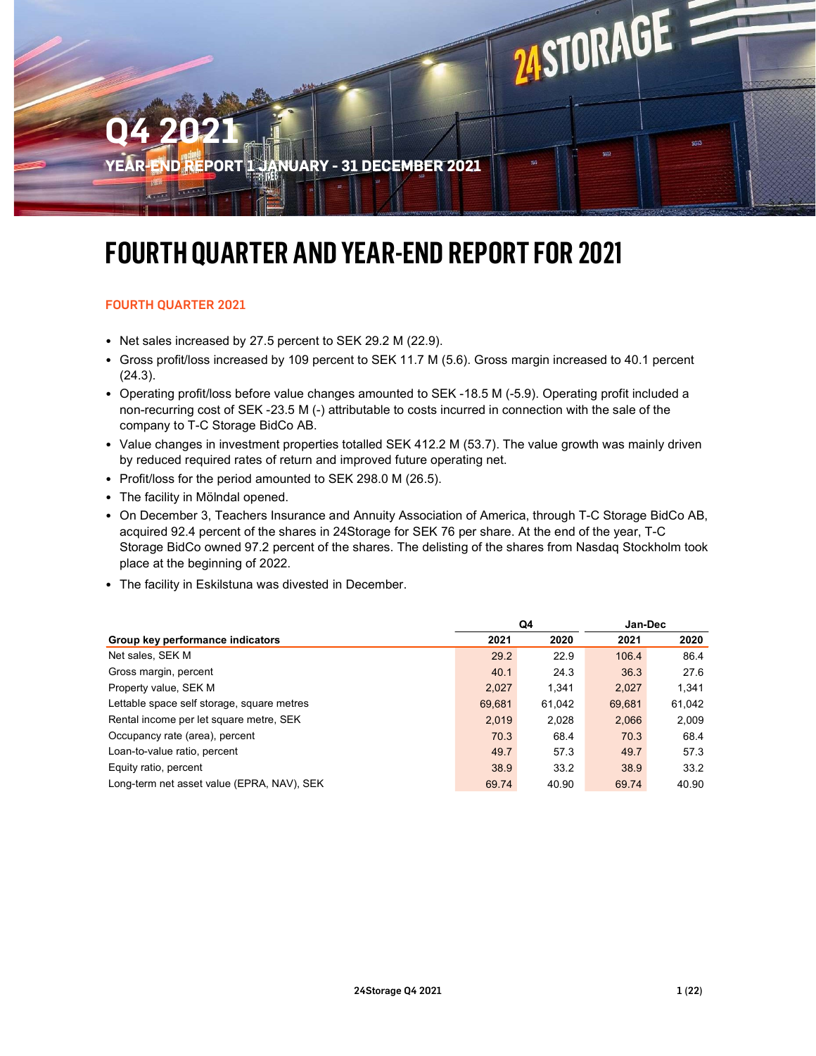# Q4 2021

YEAR-END REPORT 1 JANUARY - 31 DECEMBER 2021

# FOURTH QUARTER AND YEAR-END REPORT FOR 2021

## FOURTH QUARTER 2021

- Net sales increased by 27.5 percent to SEK 29.2 M (22.9).
- Gross profit/loss increased by 109 percent to SEK 11.7 M (5.6). Gross margin increased to 40.1 percent (24.3).
- Operating profit/loss before value changes amounted to SEK -18.5 M (-5.9). Operating profit included a non-recurring cost of SEK -23.5 M (-) attributable to costs incurred in connection with the sale of the company to T-C Storage BidCo AB.
- Value changes in investment properties totalled SEK 412.2 M (53.7). The value growth was mainly driven by reduced required rates of return and improved future operating net.
- Profit/loss for the period amounted to SEK 298.0 M (26.5).
- The facility in Mölndal opened.
- On December 3, Teachers Insurance and Annuity Association of America, through T-C Storage BidCo AB, acquired 92.4 percent of the shares in 24Storage for SEK 76 per share. At the end of the year, T-C Storage BidCo owned 97.2 percent of the shares. The delisting of the shares from Nasdaq Stockholm took place at the beginning of 2022.
- The facility in Eskilstuna was divested in December.

| | Q4 | | Jan-Dec | |
|---|---|---|---|---|
| **Group key performance indicators** | **2021** | **2020** | **2021** | **2020** |
| Net sales, SEK M | 29.2 | 22.9 | 106.4 | 86.4 |
| Gross margin, percent | 40.1 | 24.3 | 36.3 | 27.6 |
| Property value, SEK M | 2,027 | 1,341 | 2,027 | 1,341 |
| Lettable space self storage, square metres | 69,681 | 61,042 | 69,681 | 61,042 |
| Rental income per let square metre, SEK | 2,019 | 2,028 | 2,066 | 2,009 |
| Occupancy rate (area), percent | 70.3 | 68.4 | 70.3 | 68.4 |
| Loan-to-value ratio, percent | 49.7 | 57.3 | 49.7 | 57.3 |
| Equity ratio, percent | 38.9 | 33.2 | 38.9 | 33.2 |
| Long-term net asset value (EPRA, NAV), SEK | 69.74 | 40.90 | 69.74 | 40.90 |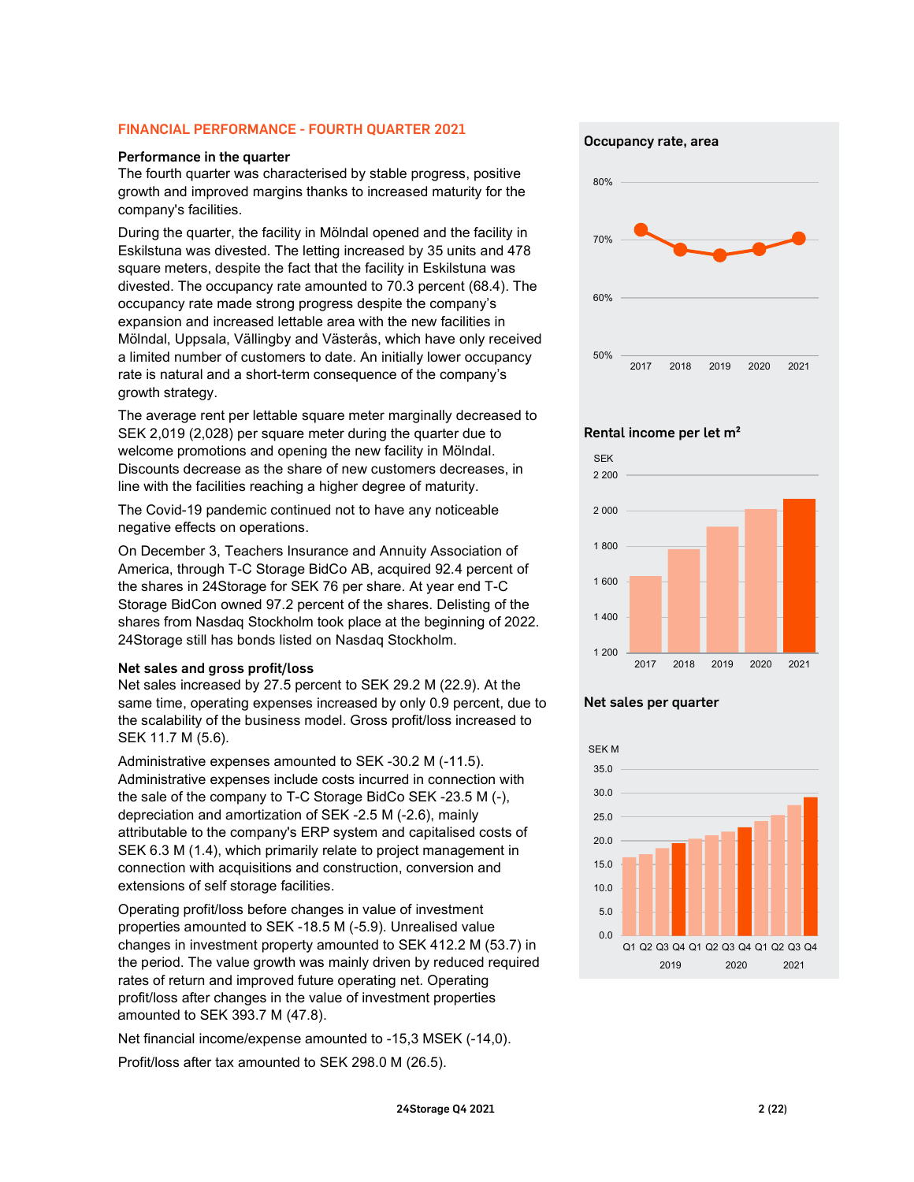## FINANCIAL PERFORMANCE - FOURTH QUARTER 2021

### Performance in the quarter

The fourth quarter was characterised by stable progress, positive growth and improved margins thanks to increased maturity for the company's facilities.

During the quarter, the facility in Mölndal opened and the facility in Eskilstuna was divested. The letting increased by 35 units and 478 square meters, despite the fact that the facility in Eskilstuna was divested. The occupancy rate amounted to 70.3 percent (68.4). The occupancy rate made strong progress despite the company's expansion and increased lettable area with the new facilities in Mölndal, Uppsala, Vällingby and Västerås, which have only received a limited number of customers to date. An initially lower occupancy rate is natural and a short-term consequence of the company's growth strategy.

The average rent per lettable square meter marginally decreased to SEK 2,019 (2,028) per square meter during the quarter due to welcome promotions and opening the new facility in Mölndal. Discounts decrease as the share of new customers decreases, in line with the facilities reaching a higher degree of maturity.

The Covid-19 pandemic continued not to have any noticeable negative effects on operations.

On December 3, Teachers Insurance and Annuity Association of America, through T-C Storage BidCo AB, acquired 92.4 percent of the shares in 24Storage for SEK 76 per share. At year end T-C Storage BidCon owned 97.2 percent of the shares. Delisting of the shares from Nasdaq Stockholm took place at the beginning of 2022. 24Storage still has bonds listed on Nasdaq Stockholm.

### Net sales and gross profit/loss

Net sales increased by 27.5 percent to SEK 29.2 M (22.9). At the same time, operating expenses increased by only 0.9 percent, due to the scalability of the business model. Gross profit/loss increased to SEK 11.7 M (5.6).

Administrative expenses amounted to SEK -30.2 M (-11.5). Administrative expenses include costs incurred in connection with the sale of the company to T-C Storage BidCo SEK -23.5 M (-), depreciation and amortization of SEK -2.5 M (-2.6), mainly attributable to the company's ERP system and capitalised costs of SEK 6.3 M (1.4), which primarily relate to project management in connection with acquisitions and construction, conversion and extensions of self storage facilities.

Operating profit/loss before changes in value of investment properties amounted to SEK -18.5 M (-5.9). Unrealised value changes in investment property amounted to SEK 412.2 M (53.7) in the period. The value growth was mainly driven by reduced required rates of return and improved future operating net. Operating profit/loss after changes in the value of investment properties amounted to SEK 393.7 M (47.8).

Net financial income/expense amounted to -15,3 MSEK (-14,0).

Profit/loss after tax amounted to SEK 298.0 M (26.5).

**Occupancy rate, area**

**Rental income per let m²**

**Net sales per quarter**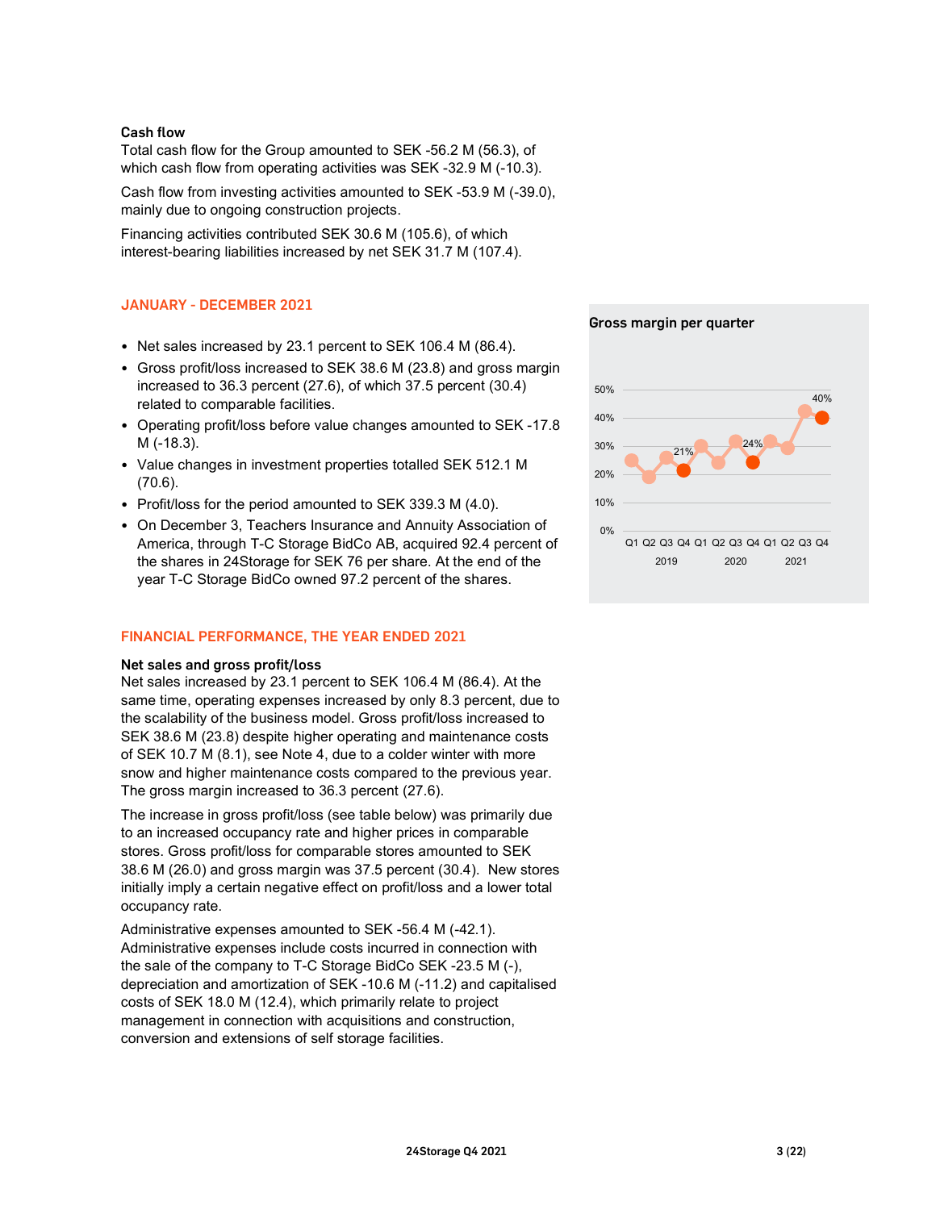**Cash flow**

Total cash flow for the Group amounted to SEK -56.2 M (56.3), of which cash flow from operating activities was SEK -32.9 M (-10.3).

Cash flow from investing activities amounted to SEK -53.9 M (-39.0), mainly due to ongoing construction projects.

Financing activities contributed SEK 30.6 M (105.6), of which interest-bearing liabilities increased by net SEK 31.7 M (107.4).

## JANUARY - DECEMBER 2021

- Net sales increased by 23.1 percent to SEK 106.4 M (86.4).
- Gross profit/loss increased to SEK 38.6 M (23.8) and gross margin increased to 36.3 percent (27.6), of which 37.5 percent (30.4) related to comparable facilities.
- Operating profit/loss before value changes amounted to SEK -17.8 M (-18.3).
- Value changes in investment properties totalled SEK 512.1 M (70.6).
- Profit/loss for the period amounted to SEK 339.3 M (4.0).
- On December 3, Teachers Insurance and Annuity Association of America, through T-C Storage BidCo AB, acquired 92.4 percent of the shares in 24Storage for SEK 76 per share. At the end of the year T-C Storage BidCo owned 97.2 percent of the shares.

**Gross margin per quarter**

## FINANCIAL PERFORMANCE, THE YEAR ENDED 2021

**Net sales and gross profit/loss**

Net sales increased by 23.1 percent to SEK 106.4 M (86.4). At the same time, operating expenses increased by only 8.3 percent, due to the scalability of the business model. Gross profit/loss increased to SEK 38.6 M (23.8) despite higher operating and maintenance costs of SEK 10.7 M (8.1), see Note 4, due to a colder winter with more snow and higher maintenance costs compared to the previous year. The gross margin increased to 36.3 percent (27.6).

The increase in gross profit/loss (see table below) was primarily due to an increased occupancy rate and higher prices in comparable stores. Gross profit/loss for comparable stores amounted to SEK 38.6 M (26.0) and gross margin was 37.5 percent (30.4). New stores initially imply a certain negative effect on profit/loss and a lower total occupancy rate.

Administrative expenses amounted to SEK -56.4 M (-42.1). Administrative expenses include costs incurred in connection with the sale of the company to T-C Storage BidCo SEK -23.5 M (-), depreciation and amortization of SEK -10.6 M (-11.2) and capitalised costs of SEK 18.0 M (12.4), which primarily relate to project management in connection with acquisitions and construction, conversion and extensions of self storage facilities.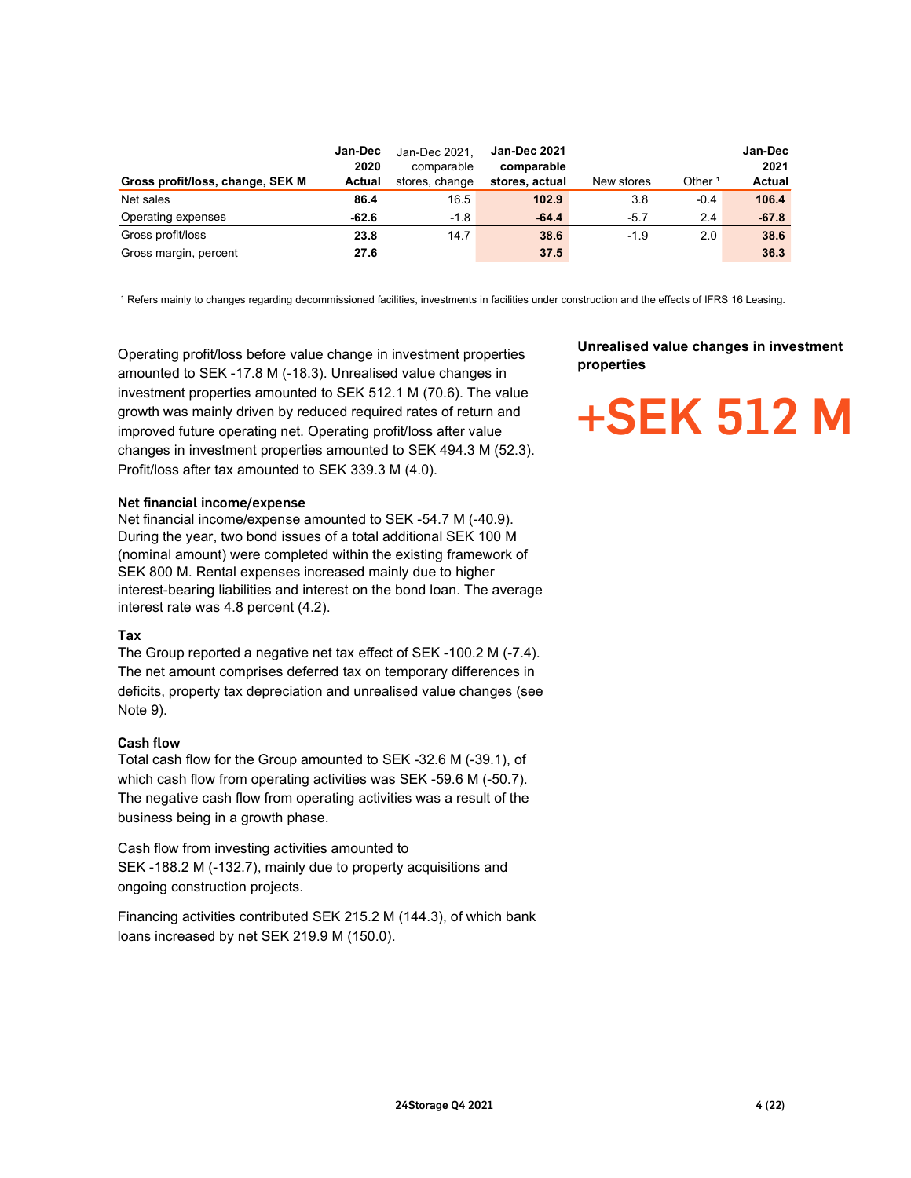| Gross profit/loss, change, SEK M | Jan-Dec 2020 Actual | Jan-Dec 2021, comparable stores, change | Jan-Dec 2021 comparable stores, actual | New stores | Other [1] | Jan-Dec 2021 Actual |
|---|---|---|---|---|---|---|
| Net sales | **86.4** | 16.5 | **102.9** | 3.8 | -0.4 | **106.4** |
| Operating expenses | **-62.6** | -1.8 | **-64.4** | -5.7 | 2.4 | **-67.8** |
| Gross profit/loss | **23.8** | 14.7 | **38.6** | -1.9 | 2.0 | **38.6** |
| Gross margin, percent | **27.6** | | **37.5** | | | **36.3** |

[1] Refers mainly to changes regarding decommissioned facilities, investments in facilities under construction and the effects of IFRS 16 Leasing.

Operating profit/loss before value change in investment properties amounted to SEK -17.8 M (-18.3). Unrealised value changes in investment properties amounted to SEK 512.1 M (70.6). The value growth was mainly driven by reduced required rates of return and improved future operating net. Operating profit/loss after value changes in investment properties amounted to SEK 494.3 M (52.3). Profit/loss after tax amounted to SEK 339.3 M (4.0).

**Unrealised value changes in investment properties**

**+SEK 512 M**

### Net financial income/expense

Net financial income/expense amounted to SEK -54.7 M (-40.9). During the year, two bond issues of a total additional SEK 100 M (nominal amount) were completed within the existing framework of SEK 800 M. Rental expenses increased mainly due to higher interest-bearing liabilities and interest on the bond loan. The average interest rate was 4.8 percent (4.2).

### Tax

The Group reported a negative net tax effect of SEK -100.2 M (-7.4). The net amount comprises deferred tax on temporary differences in deficits, property tax depreciation and unrealised value changes (see Note 9).

### Cash flow

Total cash flow for the Group amounted to SEK -32.6 M (-39.1), of which cash flow from operating activities was SEK -59.6 M (-50.7). The negative cash flow from operating activities was a result of the business being in a growth phase.

Cash flow from investing activities amounted to SEK -188.2 M (-132.7), mainly due to property acquisitions and ongoing construction projects.

Financing activities contributed SEK 215.2 M (144.3), of which bank loans increased by net SEK 219.9 M (150.0).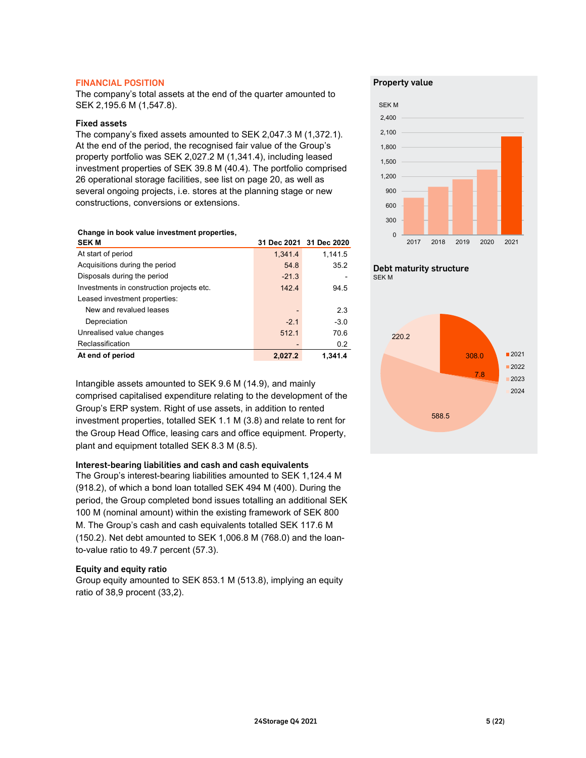## FINANCIAL POSITION

The company's total assets at the end of the quarter amounted to SEK 2,195.6 M (1,547.8).

### Fixed assets

The company's fixed assets amounted to SEK 2,047.3 M (1,372.1). At the end of the period, the recognised fair value of the Group's property portfolio was SEK 2,027.2 M (1,341.4), including leased investment properties of SEK 39.8 M (40.4). The portfolio comprised 26 operational storage facilities, see list on page 20, as well as several ongoing projects, i.e. stores at the planning stage or new constructions, conversions or extensions.

| Change in book value investment properties, SEK M | 31 Dec 2021 | 31 Dec 2020 |
|---|---|---|
| At start of period | 1,341.4 | 1,141.5 |
| Acquisitions during the period | 54.8 | 35.2 |
| Disposals during the period | -21.3 | - |
| Investments in construction projects etc. | 142.4 | 94.5 |
| Leased investment properties: | | |
| New and revalued leases | - | 2.3 |
| Depreciation | -2.1 | -3.0 |
| Unrealised value changes | 512.1 | 70.6 |
| Reclassification | - | 0.2 |
| **At end of period** | **2,027.2** | **1,341.4** |

Intangible assets amounted to SEK 9.6 M (14.9), and mainly comprised capitalised expenditure relating to the development of the Group's ERP system. Right of use assets, in addition to rented investment properties, totalled SEK 1.1 M (3.8) and relate to rent for the Group Head Office, leasing cars and office equipment. Property, plant and equipment totalled SEK 8.3 M (8.5).

### Interest-bearing liabilities and cash and cash equivalents

The Group's interest-bearing liabilities amounted to SEK 1,124.4 M (918.2), of which a bond loan totalled SEK 494 M (400). During the period, the Group completed bond issues totalling an additional SEK 100 M (nominal amount) within the existing framework of SEK 800 M. The Group's cash and cash equivalents totalled SEK 117.6 M (150.2). Net debt amounted to SEK 1,006.8 M (768.0) and the loan-to-value ratio to 49.7 percent (57.3).

### Equity and equity ratio

Group equity amounted to SEK 853.1 M (513.8), implying an equity ratio of 38,9 procent (33,2).

### Property value

SEK M

| Year | 2017 | 2018 | 2019 | 2020 | 2021 |
|---|---|---|---|---|---|

### Debt maturity structure

SEK M

| Year | SEK M |
|---|---|
| 2021 | 308.0 |
| 2022 | 7.8 |
| 2023 | 588.5 |
| 2024 | 220.2 |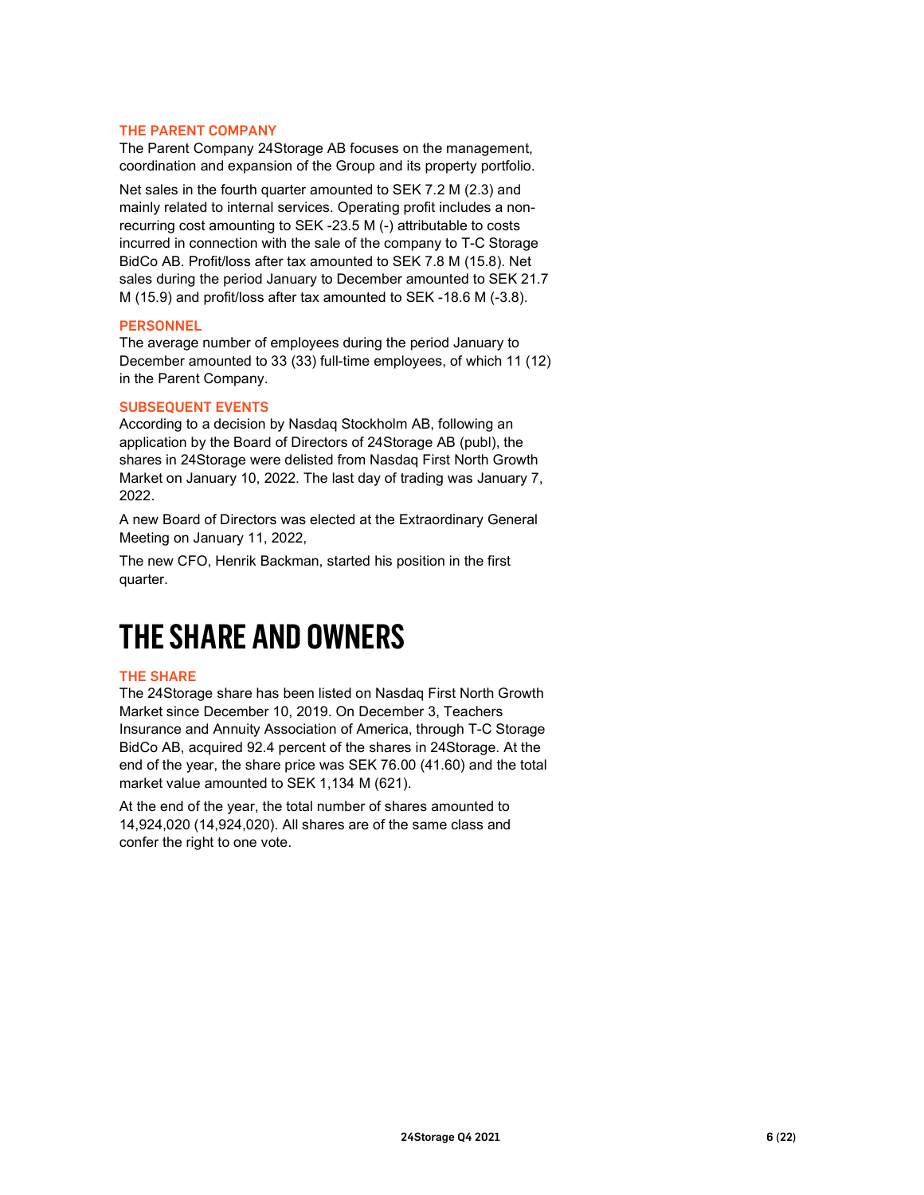### THE PARENT COMPANY

The Parent Company 24Storage AB focuses on the management, coordination and expansion of the Group and its property portfolio.

Net sales in the fourth quarter amounted to SEK 7.2 M (2.3) and mainly related to internal services. Operating profit includes a non-recurring cost amounting to SEK -23.5 M (-) attributable to costs incurred in connection with the sale of the company to T-C Storage BidCo AB. Profit/loss after tax amounted to SEK 7.8 M (15.8). Net sales during the period January to December amounted to SEK 21.7 M (15.9) and profit/loss after tax amounted to SEK -18.6 M (-3.8).

### PERSONNEL

The average number of employees during the period January to December amounted to 33 (33) full-time employees, of which 11 (12) in the Parent Company.

### SUBSEQUENT EVENTS

According to a decision by Nasdaq Stockholm AB, following an application by the Board of Directors of 24Storage AB (publ), the shares in 24Storage were delisted from Nasdaq First North Growth Market on January 10, 2022. The last day of trading was January 7, 2022.

A new Board of Directors was elected at the Extraordinary General Meeting on January 11, 2022,

The new CFO, Henrik Backman, started his position in the first quarter.

# THE SHARE AND OWNERS

### THE SHARE

The 24Storage share has been listed on Nasdaq First North Growth Market since December 10, 2019. On December 3, Teachers Insurance and Annuity Association of America, through T-C Storage BidCo AB, acquired 92.4 percent of the shares in 24Storage. At the end of the year, the share price was SEK 76.00 (41.60) and the total market value amounted to SEK 1,134 M (621).

At the end of the year, the total number of shares amounted to 14,924,020 (14,924,020). All shares are of the same class and confer the right to one vote.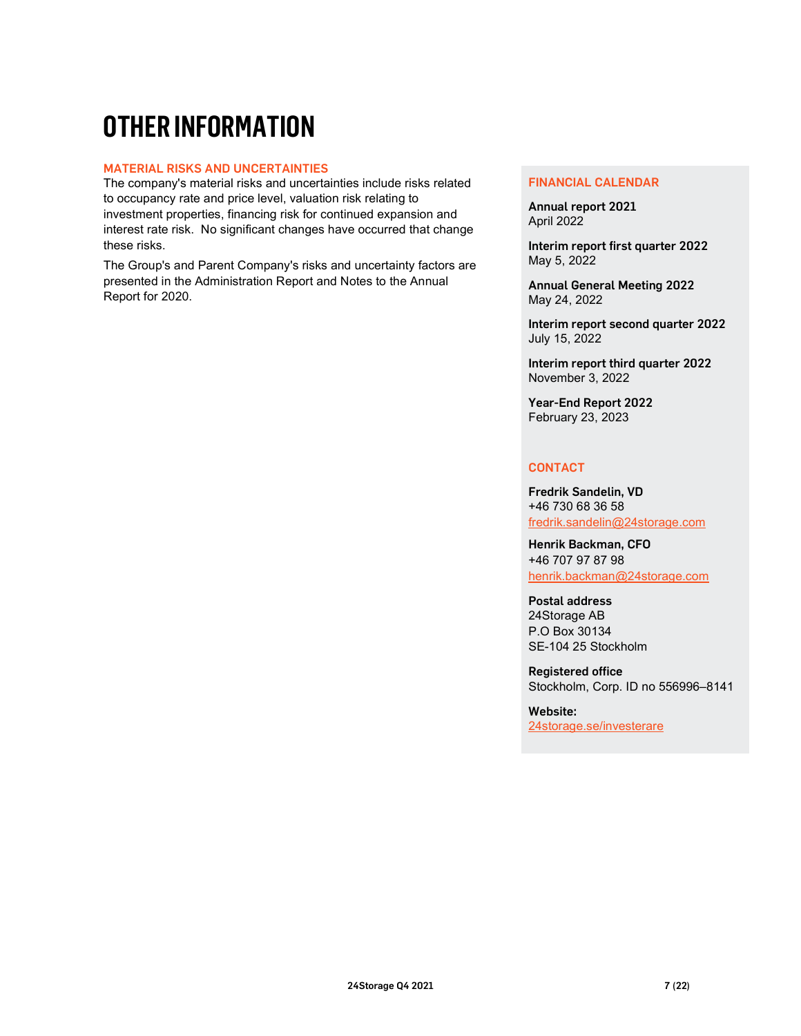# OTHER INFORMATION

## MATERIAL RISKS AND UNCERTAINTIES

The company's material risks and uncertainties include risks related to occupancy rate and price level, valuation risk relating to investment properties, financing risk for continued expansion and interest rate risk. No significant changes have occurred that change these risks.

The Group's and Parent Company's risks and uncertainty factors are presented in the Administration Report and Notes to the Annual Report for 2020.

## FINANCIAL CALENDAR

**Annual report 2021**
April 2022

**Interim report first quarter 2022**
May 5, 2022

**Annual General Meeting 2022**
May 24, 2022

**Interim report second quarter 2022**
July 15, 2022

**Interim report third quarter 2022**
November 3, 2022

**Year-End Report 2022**
February 23, 2023

## CONTACT

**Fredrik Sandelin, VD**
+46 730 68 36 58
fredrik.sandelin@24storage.com

**Henrik Backman, CFO**
+46 707 97 87 98
henrik.backman@24storage.com

**Postal address**
24Storage AB
P.O Box 30134
SE-104 25 Stockholm

**Registered office**
Stockholm, Corp. ID no 556996–8141

**Website:**
24storage.se/investerare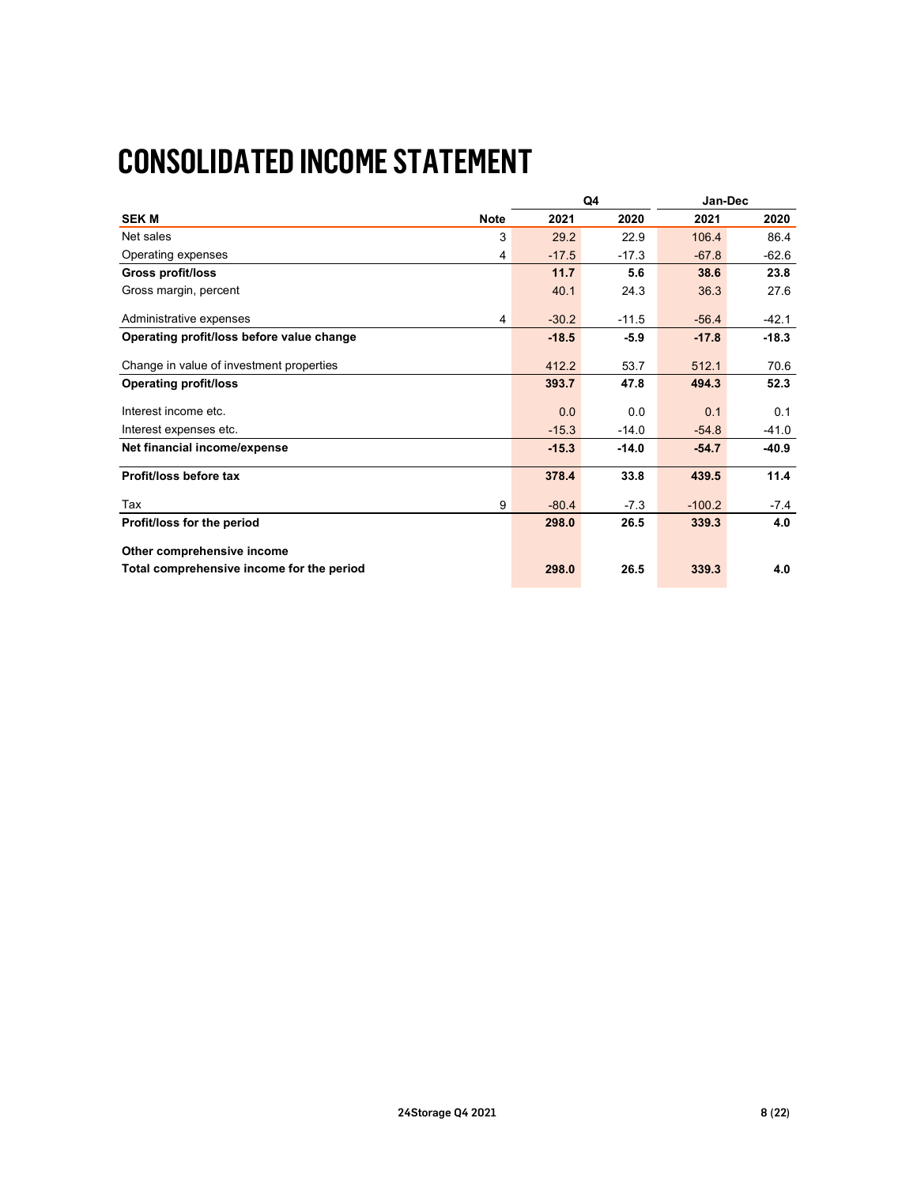# CONSOLIDATED INCOME STATEMENT

| | | Q4 | | Jan-Dec | |
|---|---|---|---|---|---|
| **SEK M** | **Note** | **2021** | **2020** | **2021** | **2020** |
| Net sales | 3 | 29.2 | 22.9 | 106.4 | 86.4 |
| Operating expenses | 4 | -17.5 | -17.3 | -67.8 | -62.6 |
| **Gross profit/loss** | | **11.7** | **5.6** | **38.6** | **23.8** |
| Gross margin, percent | | 40.1 | 24.3 | 36.3 | 27.6 |
| Administrative expenses | 4 | -30.2 | -11.5 | -56.4 | -42.1 |
| **Operating profit/loss before value change** | | **-18.5** | **-5.9** | **-17.8** | **-18.3** |
| Change in value of investment properties | | 412.2 | 53.7 | 512.1 | 70.6 |
| **Operating profit/loss** | | **393.7** | **47.8** | **494.3** | **52.3** |
| Interest income etc. | | 0.0 | 0.0 | 0.1 | 0.1 |
| Interest expenses etc. | | -15.3 | -14.0 | -54.8 | -41.0 |
| **Net financial income/expense** | | **-15.3** | **-14.0** | **-54.7** | **-40.9** |
| **Profit/loss before tax** | | **378.4** | **33.8** | **439.5** | **11.4** |
| Tax | 9 | -80.4 | -7.3 | -100.2 | -7.4 |
| **Profit/loss for the period** | | **298.0** | **26.5** | **339.3** | **4.0** |
| **Other comprehensive income** | | | | | |
| **Total comprehensive income for the period** | | **298.0** | **26.5** | **339.3** | **4.0** |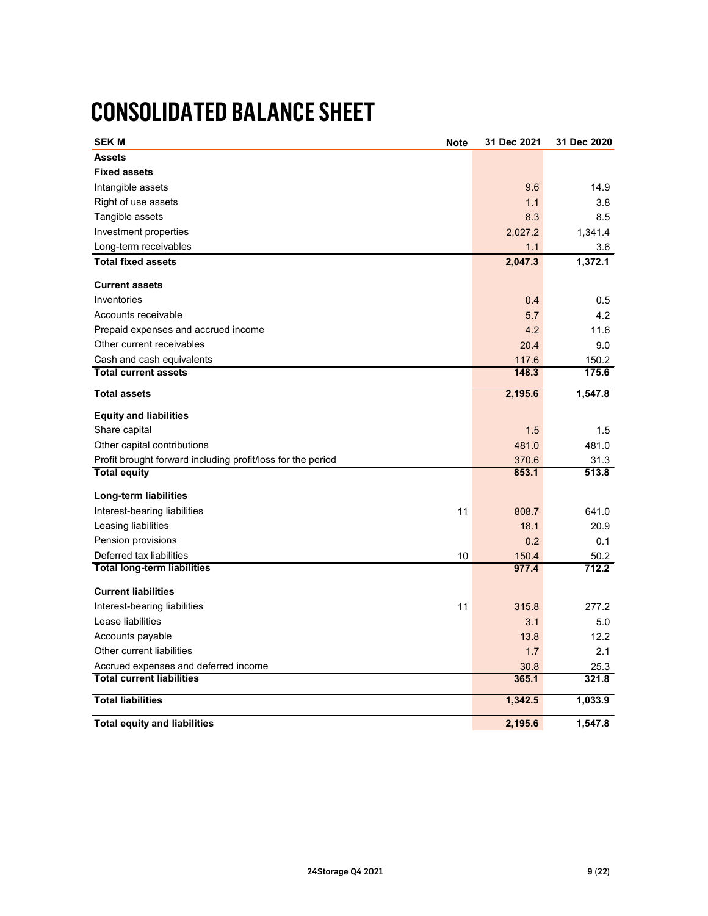# CONSOLIDATED BALANCE SHEET

| SEK M | Note | 31 Dec 2021 | 31 Dec 2020 |
|---|---|---|---|
| **Assets** | | | |
| **Fixed assets** | | | |
| Intangible assets | | 9.6 | 14.9 |
| Right of use assets | | 1.1 | 3.8 |
| Tangible assets | | 8.3 | 8.5 |
| Investment properties | | 2,027.2 | 1,341.4 |
| Long-term receivables | | 1.1 | 3.6 |
| **Total fixed assets** | | **2,047.3** | **1,372.1** |
| **Current assets** | | | |
| Inventories | | 0.4 | 0.5 |
| Accounts receivable | | 5.7 | 4.2 |
| Prepaid expenses and accrued income | | 4.2 | 11.6 |
| Other current receivables | | 20.4 | 9.0 |
| Cash and cash equivalents | | 117.6 | 150.2 |
| **Total current assets** | | **148.3** | **175.6** |
| **Total assets** | | **2,195.6** | **1,547.8** |
| **Equity and liabilities** | | | |
| Share capital | | 1.5 | 1.5 |
| Other capital contributions | | 481.0 | 481.0 |
| Profit brought forward including profit/loss for the period | | 370.6 | 31.3 |
| **Total equity** | | **853.1** | **513.8** |
| **Long-term liabilities** | | | |
| Interest-bearing liabilities | 11 | 808.7 | 641.0 |
| Leasing liabilities | | 18.1 | 20.9 |
| Pension provisions | | 0.2 | 0.1 |
| Deferred tax liabilities | 10 | 150.4 | 50.2 |
| **Total long-term liabilities** | | **977.4** | **712.2** |
| **Current liabilities** | | | |
| Interest-bearing liabilities | 11 | 315.8 | 277.2 |
| Lease liabilities | | 3.1 | 5.0 |
| Accounts payable | | 13.8 | 12.2 |
| Other current liabilities | | 1.7 | 2.1 |
| Accrued expenses and deferred income | | 30.8 | 25.3 |
| **Total current liabilities** | | **365.1** | **321.8** |
| **Total liabilities** | | **1,342.5** | **1,033.9** |
| **Total equity and liabilities** | | **2,195.6** | **1,547.8** |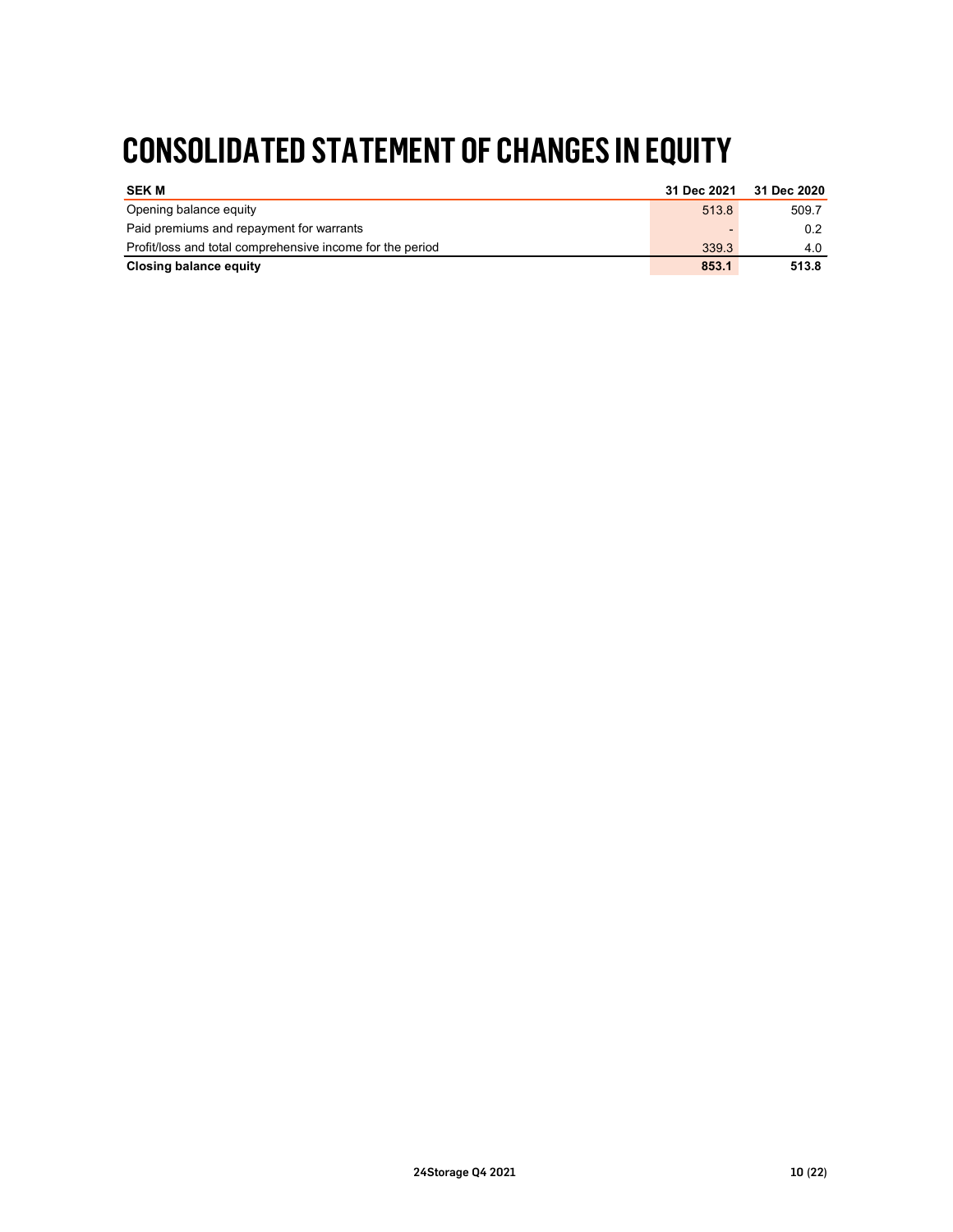# CONSOLIDATED STATEMENT OF CHANGES IN EQUITY

| SEK M | 31 Dec 2021 | 31 Dec 2020 |
|---|---|---|
| Opening balance equity | 513.8 | 509.7 |
| Paid premiums and repayment for warrants | - | 0.2 |
| Profit/loss and total comprehensive income for the period | 339.3 | 4.0 |
| **Closing balance equity** | **853.1** | **513.8** |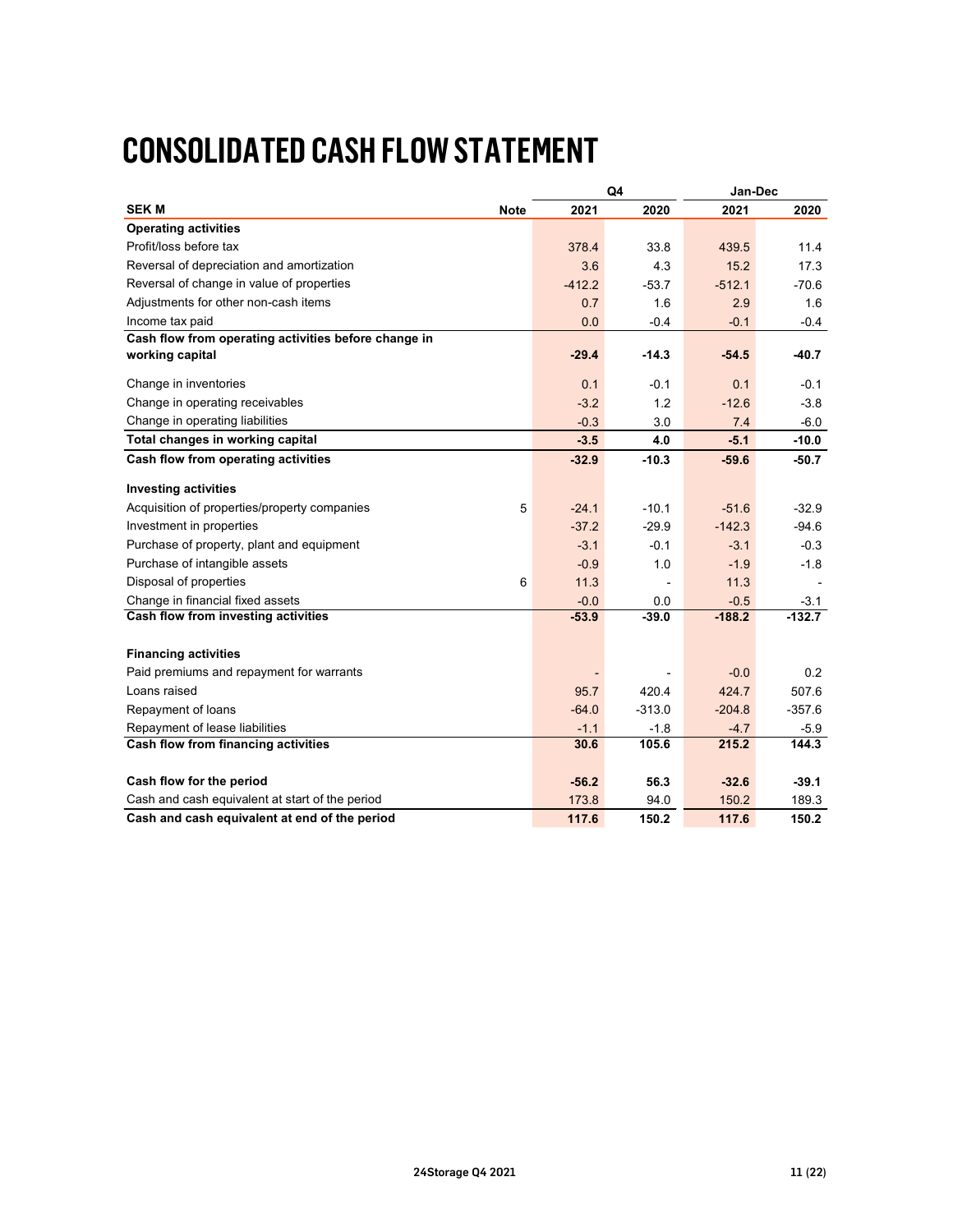# CONSOLIDATED CASH FLOW STATEMENT

| SEK M | Note | Q4 2021 | Q4 2020 | Jan-Dec 2021 | Jan-Dec 2020 |
|---|---|---|---|---|---|
| **Operating activities** | | | | | |
| Profit/loss before tax | | 378.4 | 33.8 | 439.5 | 11.4 |
| Reversal of depreciation and amortization | | 3.6 | 4.3 | 15.2 | 17.3 |
| Reversal of change in value of properties | | -412.2 | -53.7 | -512.1 | -70.6 |
| Adjustments for other non-cash items | | 0.7 | 1.6 | 2.9 | 1.6 |
| Income tax paid | | 0.0 | -0.4 | -0.1 | -0.4 |
| **Cash flow from operating activities before change in working capital** | | **-29.4** | **-14.3** | **-54.5** | **-40.7** |
| Change in inventories | | 0.1 | -0.1 | 0.1 | -0.1 |
| Change in operating receivables | | -3.2 | 1.2 | -12.6 | -3.8 |
| Change in operating liabilities | | -0.3 | 3.0 | 7.4 | -6.0 |
| **Total changes in working capital** | | **-3.5** | **4.0** | **-5.1** | **-10.0** |
| **Cash flow from operating activities** | | **-32.9** | **-10.3** | **-59.6** | **-50.7** |
| **Investing activities** | | | | | |
| Acquisition of properties/property companies | 5 | -24.1 | -10.1 | -51.6 | -32.9 |
| Investment in properties | | -37.2 | -29.9 | -142.3 | -94.6 |
| Purchase of property, plant and equipment | | -3.1 | -0.1 | -3.1 | -0.3 |
| Purchase of intangible assets | | -0.9 | 1.0 | -1.9 | -1.8 |
| Disposal of properties | 6 | 11.3 | - | 11.3 | - |
| Change in financial fixed assets | | -0.0 | 0.0 | -0.5 | -3.1 |
| **Cash flow from investing activities** | | **-53.9** | **-39.0** | **-188.2** | **-132.7** |
| **Financing activities** | | | | | |
| Paid premiums and repayment for warrants | | - | - | -0.0 | 0.2 |
| Loans raised | | 95.7 | 420.4 | 424.7 | 507.6 |
| Repayment of loans | | -64.0 | -313.0 | -204.8 | -357.6 |
| Repayment of lease liabilities | | -1.1 | -1.8 | -4.7 | -5.9 |
| **Cash flow from financing activities** | | **30.6** | **105.6** | **215.2** | **144.3** |
| **Cash flow for the period** | | **-56.2** | **56.3** | **-32.6** | **-39.1** |
| Cash and cash equivalent at start of the period | | 173.8 | 94.0 | 150.2 | 189.3 |
| **Cash and cash equivalent at end of the period** | | **117.6** | **150.2** | **117.6** | **150.2** |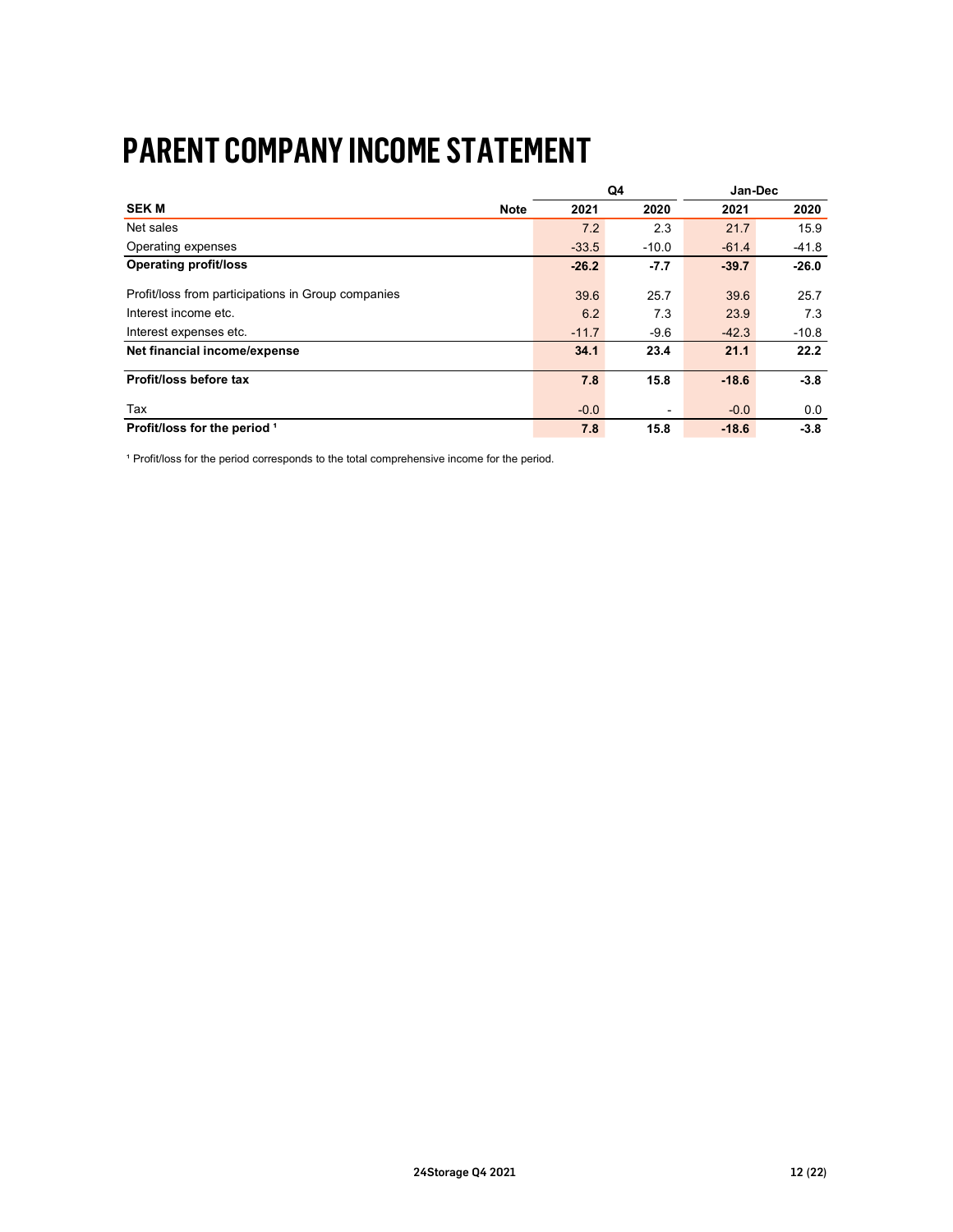# PARENT COMPANY INCOME STATEMENT

| | | Q4 | | Jan-Dec | |
|---|---|---|---|---|---|
| **SEK M** | **Note** | **2021** | **2020** | **2021** | **2020** |
| Net sales | | 7.2 | 2.3 | 21.7 | 15.9 |
| Operating expenses | | -33.5 | -10.0 | -61.4 | -41.8 |
| **Operating profit/loss** | | **-26.2** | **-7.7** | **-39.7** | **-26.0** |
| Profit/loss from participations in Group companies | | 39.6 | 25.7 | 39.6 | 25.7 |
| Interest income etc. | | 6.2 | 7.3 | 23.9 | 7.3 |
| Interest expenses etc. | | -11.7 | -9.6 | -42.3 | -10.8 |
| **Net financial income/expense** | | **34.1** | **23.4** | **21.1** | **22.2** |
| **Profit/loss before tax** | | **7.8** | **15.8** | **-18.6** | **-3.8** |
| Tax | | -0.0 | - | -0.0 | 0.0 |
| **Profit/loss for the period [1]** | | **7.8** | **15.8** | **-18.6** | **-3.8** |

[1] Profit/loss for the period corresponds to the total comprehensive income for the period.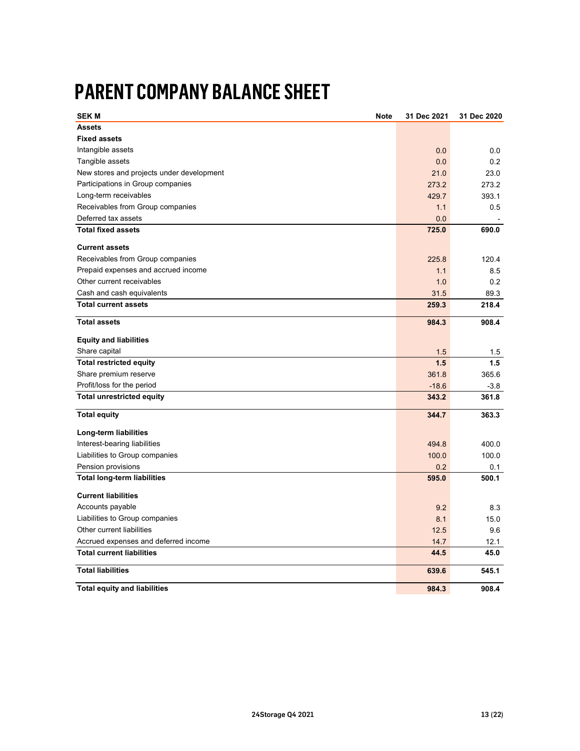# PARENT COMPANY BALANCE SHEET

| SEK M | Note | 31 Dec 2021 | 31 Dec 2020 |
|---|---|---|---|
| **Assets** | | | |
| **Fixed assets** | | | |
| Intangible assets | | 0.0 | 0.0 |
| Tangible assets | | 0.0 | 0.2 |
| New stores and projects under development | | 21.0 | 23.0 |
| Participations in Group companies | | 273.2 | 273.2 |
| Long-term receivables | | 429.7 | 393.1 |
| Receivables from Group companies | | 1.1 | 0.5 |
| Deferred tax assets | | 0.0 | - |
| **Total fixed assets** | | **725.0** | **690.0** |
| **Current assets** | | | |
| Receivables from Group companies | | 225.8 | 120.4 |
| Prepaid expenses and accrued income | | 1.1 | 8.5 |
| Other current receivables | | 1.0 | 0.2 |
| Cash and cash equivalents | | 31.5 | 89.3 |
| **Total current assets** | | **259.3** | **218.4** |
| **Total assets** | | **984.3** | **908.4** |
| **Equity and liabilities** | | | |
| Share capital | | 1.5 | 1.5 |
| **Total restricted equity** | | **1.5** | **1.5** |
| Share premium reserve | | 361.8 | 365.6 |
| Profit/loss for the period | | -18.6 | -3.8 |
| **Total unrestricted equity** | | **343.2** | **361.8** |
| **Total equity** | | **344.7** | **363.3** |
| **Long-term liabilities** | | | |
| Interest-bearing liabilities | | 494.8 | 400.0 |
| Liabilities to Group companies | | 100.0 | 100.0 |
| Pension provisions | | 0.2 | 0.1 |
| **Total long-term liabilities** | | **595.0** | **500.1** |
| **Current liabilities** | | | |
| Accounts payable | | 9.2 | 8.3 |
| Liabilities to Group companies | | 8.1 | 15.0 |
| Other current liabilities | | 12.5 | 9.6 |
| Accrued expenses and deferred income | | 14.7 | 12.1 |
| **Total current liabilities** | | **44.5** | **45.0** |
| **Total liabilities** | | **639.6** | **545.1** |
| **Total equity and liabilities** | | **984.3** | **908.4** |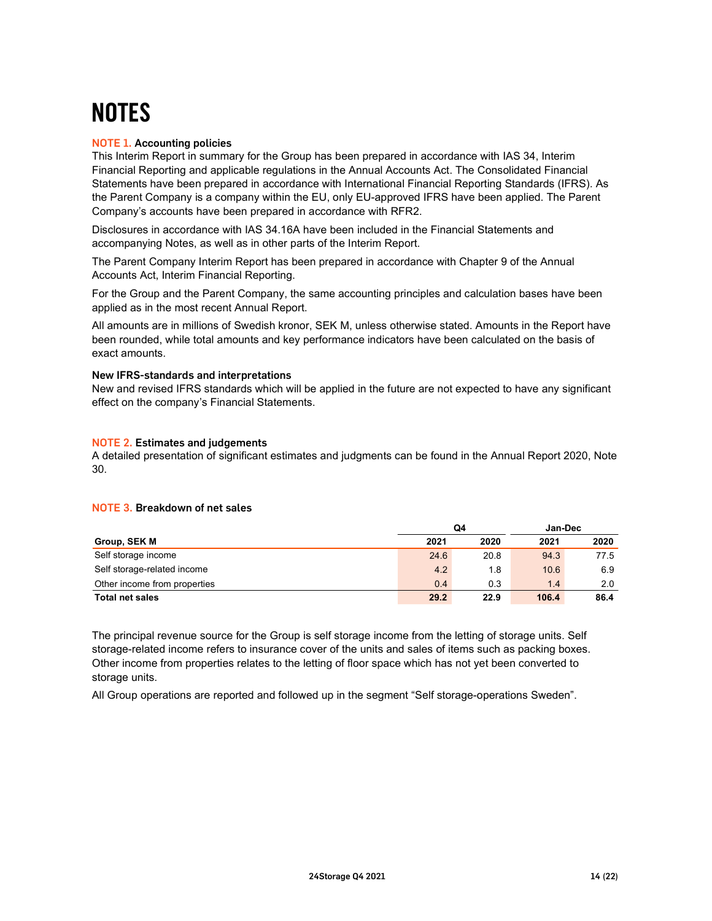# NOTES

## NOTE 1. Accounting policies

This Interim Report in summary for the Group has been prepared in accordance with IAS 34, Interim Financial Reporting and applicable regulations in the Annual Accounts Act. The Consolidated Financial Statements have been prepared in accordance with International Financial Reporting Standards (IFRS). As the Parent Company is a company within the EU, only EU-approved IFRS have been applied. The Parent Company's accounts have been prepared in accordance with RFR2.

Disclosures in accordance with IAS 34.16A have been included in the Financial Statements and accompanying Notes, as well as in other parts of the Interim Report.

The Parent Company Interim Report has been prepared in accordance with Chapter 9 of the Annual Accounts Act, Interim Financial Reporting.

For the Group and the Parent Company, the same accounting principles and calculation bases have been applied as in the most recent Annual Report.

All amounts are in millions of Swedish kronor, SEK M, unless otherwise stated. Amounts in the Report have been rounded, while total amounts and key performance indicators have been calculated on the basis of exact amounts.

### New IFRS-standards and interpretations

New and revised IFRS standards which will be applied in the future are not expected to have any significant effect on the company's Financial Statements.

## NOTE 2. Estimates and judgements

A detailed presentation of significant estimates and judgments can be found in the Annual Report 2020, Note 30.

## NOTE 3. Breakdown of net sales

| | Q4 | | Jan-Dec | |
|---|---|---|---|---|
| **Group, SEK M** | **2021** | **2020** | **2021** | **2020** |
| Self storage income | 24.6 | 20.8 | 94.3 | 77.5 |
| Self storage-related income | 4.2 | 1.8 | 10.6 | 6.9 |
| Other income from properties | 0.4 | 0.3 | 1.4 | 2.0 |
| **Total net sales** | **29.2** | **22.9** | **106.4** | **86.4** |

The principal revenue source for the Group is self storage income from the letting of storage units. Self storage-related income refers to insurance cover of the units and sales of items such as packing boxes. Other income from properties relates to the letting of floor space which has not yet been converted to storage units.

All Group operations are reported and followed up in the segment "Self storage-operations Sweden".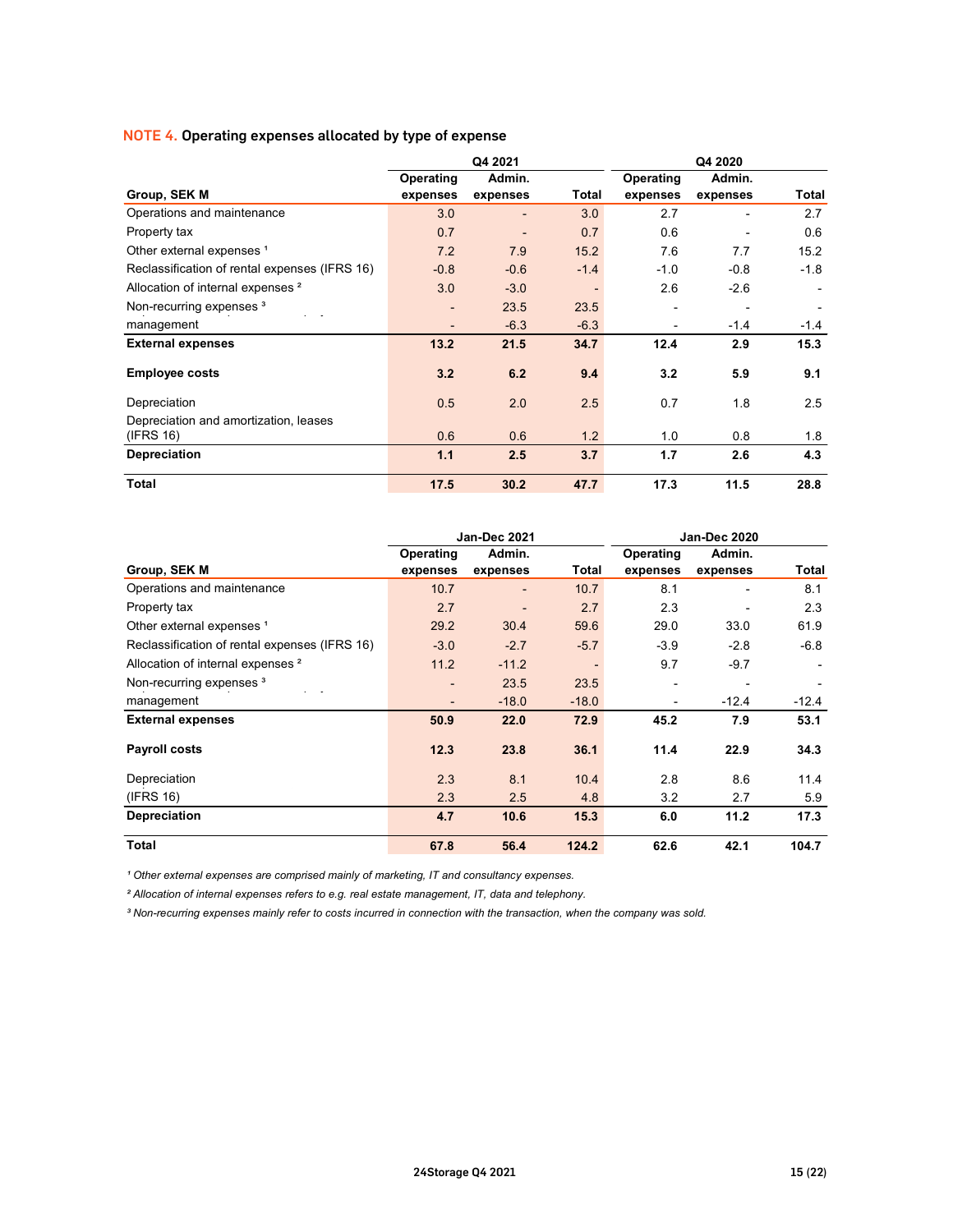## NOTE 4. Operating expenses allocated by type of expense

| Group, SEK M | Q4 2021 Operating expenses | Q4 2021 Admin. expenses | Q4 2021 Total | Q4 2020 Operating expenses | Q4 2020 Admin. expenses | Q4 2020 Total |
|---|---|---|---|---|---|---|
| Operations and maintenance | 3.0 | - | 3.0 | 2.7 | - | 2.7 |
| Property tax | 0.7 | - | 0.7 | 0.6 | - | 0.6 |
| Other external expenses [1] | 7.2 | 7.9 | 15.2 | 7.6 | 7.7 | 15.2 |
| Reclassification of rental expenses (IFRS 16) | -0.8 | -0.6 | -1.4 | -1.0 | -0.8 | -1.8 |
| Allocation of internal expenses [2] | 3.0 | -3.0 | - | 2.6 | -2.6 | - |
| Non-recurring expenses [3] | - | 23.5 | 23.5 | - | - | - |
| management | - | -6.3 | -6.3 | - | -1.4 | -1.4 |
| **External expenses** | **13.2** | **21.5** | **34.7** | **12.4** | **2.9** | **15.3** |
| **Employee costs** | **3.2** | **6.2** | **9.4** | **3.2** | **5.9** | **9.1** |
| Depreciation | 0.5 | 2.0 | 2.5 | 0.7 | 1.8 | 2.5 |
| Depreciation and amortization, leases (IFRS 16) | 0.6 | 0.6 | 1.2 | 1.0 | 0.8 | 1.8 |
| **Depreciation** | **1.1** | **2.5** | **3.7** | **1.7** | **2.6** | **4.3** |
| **Total** | **17.5** | **30.2** | **47.7** | **17.3** | **11.5** | **28.8** |

| Group, SEK M | Jan-Dec 2021 Operating expenses | Jan-Dec 2021 Admin. expenses | Jan-Dec 2021 Total | Jan-Dec 2020 Operating expenses | Jan-Dec 2020 Admin. expenses | Jan-Dec 2020 Total |
|---|---|---|---|---|---|---|
| Operations and maintenance | 10.7 | - | 10.7 | 8.1 | - | 8.1 |
| Property tax | 2.7 | - | 2.7 | 2.3 | - | 2.3 |
| Other external expenses [1] | 29.2 | 30.4 | 59.6 | 29.0 | 33.0 | 61.9 |
| Reclassification of rental expenses (IFRS 16) | -3.0 | -2.7 | -5.7 | -3.9 | -2.8 | -6.8 |
| Allocation of internal expenses [2] | 11.2 | -11.2 | - | 9.7 | -9.7 | - |
| Non-recurring expenses [3] | - | 23.5 | 23.5 | - | - | - |
| management | - | -18.0 | -18.0 | - | -12.4 | -12.4 |
| **External expenses** | **50.9** | **22.0** | **72.9** | **45.2** | **7.9** | **53.1** |
| **Payroll costs** | **12.3** | **23.8** | **36.1** | **11.4** | **22.9** | **34.3** |
| Depreciation | 2.3 | 8.1 | 10.4 | 2.8 | 8.6 | 11.4 |
| (IFRS 16) | 2.3 | 2.5 | 4.8 | 3.2 | 2.7 | 5.9 |
| **Depreciation** | **4.7** | **10.6** | **15.3** | **6.0** | **11.2** | **17.3** |
| **Total** | **67.8** | **56.4** | **124.2** | **62.6** | **42.1** | **104.7** |

*[1] Other external expenses are comprised mainly of marketing, IT and consultancy expenses.*

*[2] Allocation of internal expenses refers to e.g. real estate management, IT, data and telephony.*

*[3] Non-recurring expenses mainly refer to costs incurred in connection with the transaction, when the company was sold.*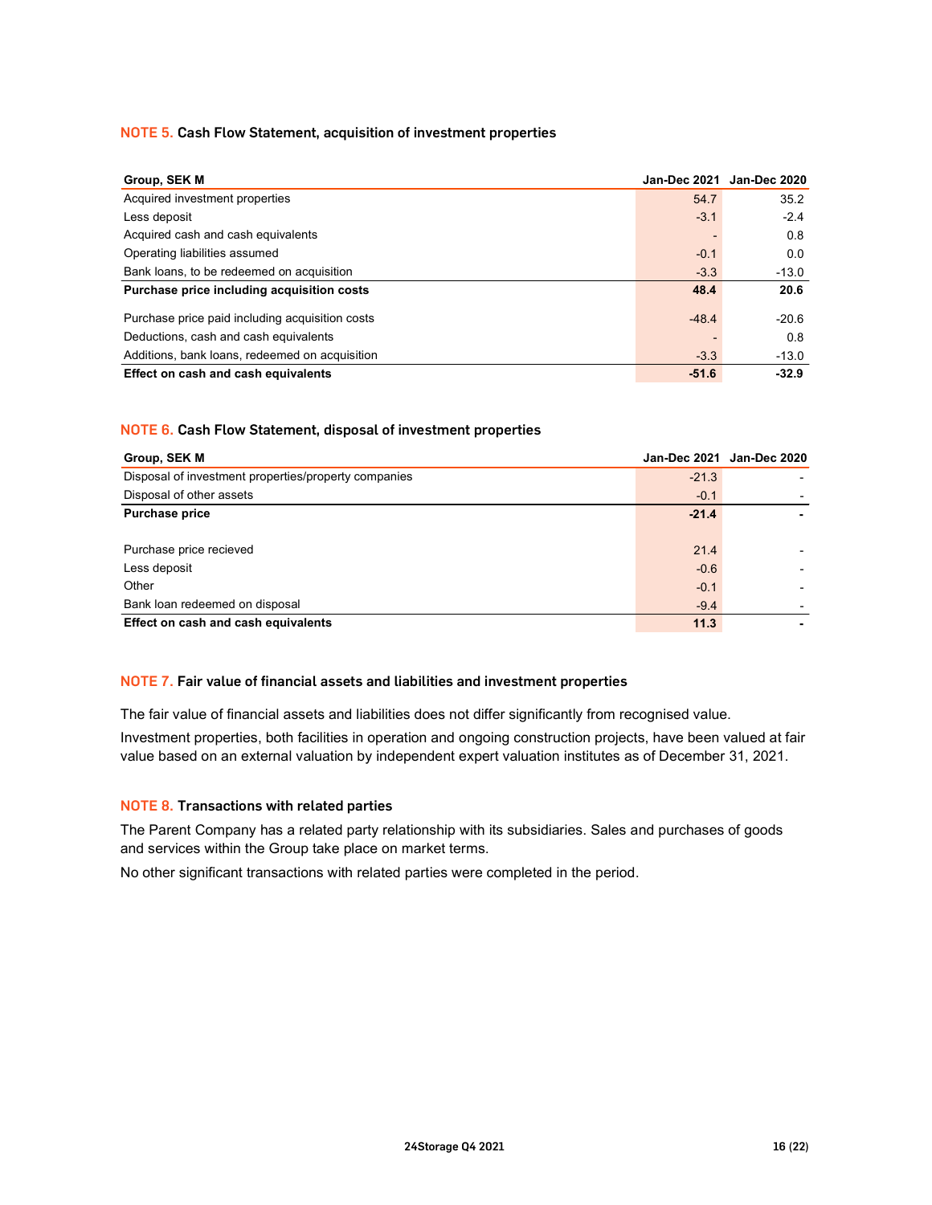## NOTE 5. Cash Flow Statement, acquisition of investment properties

| Group, SEK M | Jan-Dec 2021 | Jan-Dec 2020 |
|---|---|---|
| Acquired investment properties | 54.7 | 35.2 |
| Less deposit | -3.1 | -2.4 |
| Acquired cash and cash equivalents | - | 0.8 |
| Operating liabilities assumed | -0.1 | 0.0 |
| Bank loans, to be redeemed on acquisition | -3.3 | -13.0 |
| **Purchase price including acquisition costs** | **48.4** | **20.6** |
| Purchase price paid including acquisition costs | -48.4 | -20.6 |
| Deductions, cash and cash equivalents | - | 0.8 |
| Additions, bank loans, redeemed on acquisition | -3.3 | -13.0 |
| **Effect on cash and cash equivalents** | **-51.6** | **-32.9** |

## NOTE 6. Cash Flow Statement, disposal of investment properties

| Group, SEK M | Jan-Dec 2021 | Jan-Dec 2020 |
|---|---|---|
| Disposal of investment properties/property companies | -21.3 | - |
| Disposal of other assets | -0.1 | - |
| **Purchase price** | **-21.4** | **-** |
| Purchase price recieved | 21.4 | - |
| Less deposit | -0.6 | - |
| Other | -0.1 | - |
| Bank loan redeemed on disposal | -9.4 | - |
| **Effect on cash and cash equivalents** | **11.3** | **-** |

## NOTE 7. Fair value of financial assets and liabilities and investment properties

The fair value of financial assets and liabilities does not differ significantly from recognised value.

Investment properties, both facilities in operation and ongoing construction projects, have been valued at fair value based on an external valuation by independent expert valuation institutes as of December 31, 2021.

## NOTE 8. Transactions with related parties

The Parent Company has a related party relationship with its subsidiaries. Sales and purchases of goods and services within the Group take place on market terms.

No other significant transactions with related parties were completed in the period.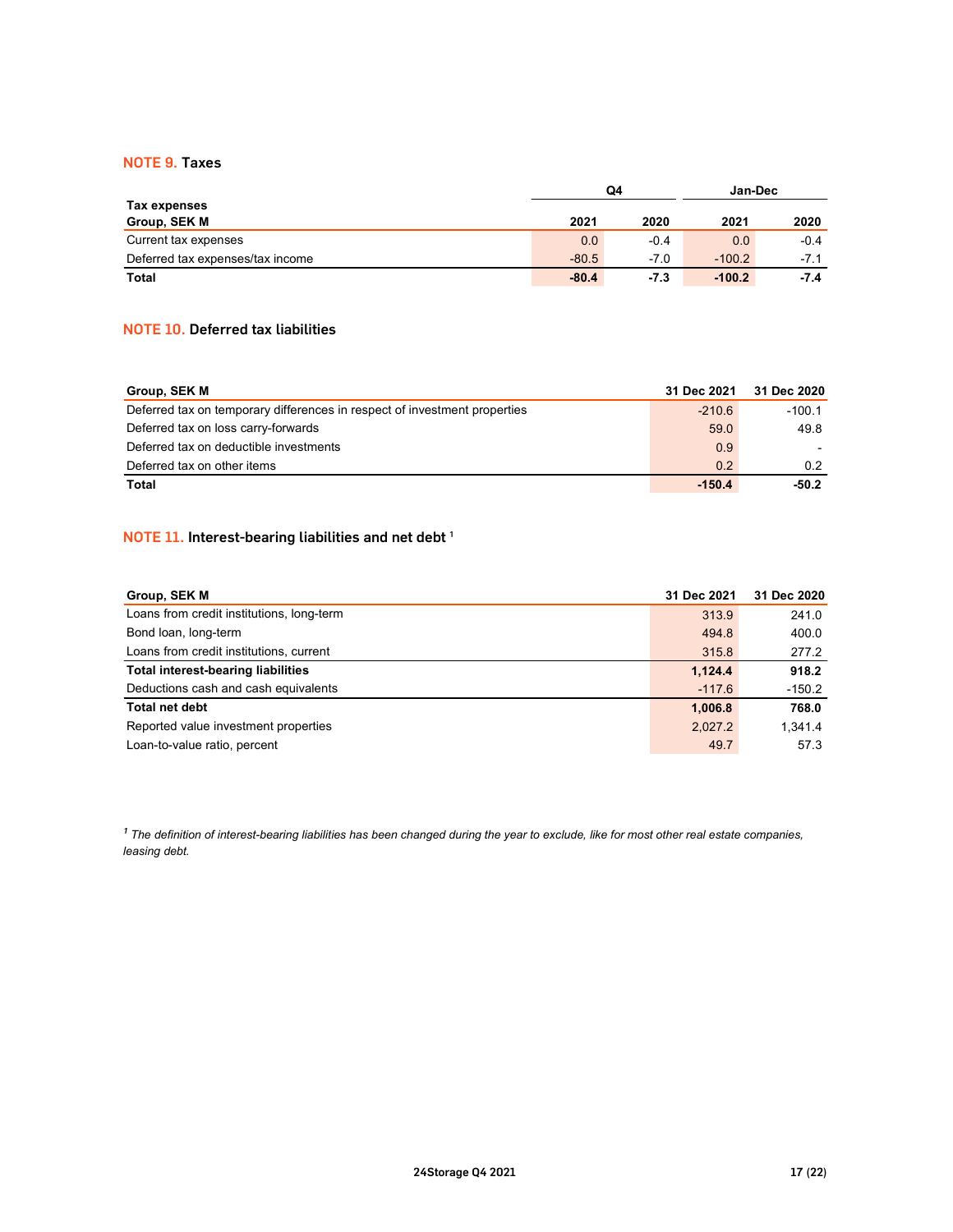## NOTE 9. Taxes

| Tax expenses<br>Group, SEK M | Q4 | | Jan-Dec | |
|---|---|---|---|---|
| | 2021 | 2020 | 2021 | 2020 |
| Current tax expenses | 0.0 | -0.4 | 0.0 | -0.4 |
| Deferred tax expenses/tax income | -80.5 | -7.0 | -100.2 | -7.1 |
| **Total** | **-80.4** | **-7.3** | **-100.2** | **-7.4** |

## NOTE 10. Deferred tax liabilities

| Group, SEK M | 31 Dec 2021 | 31 Dec 2020 |
|---|---|---|
| Deferred tax on temporary differences in respect of investment properties | -210.6 | -100.1 |
| Deferred tax on loss carry-forwards | 59.0 | 49.8 |
| Deferred tax on deductible investments | 0.9 | - |
| Deferred tax on other items | 0.2 | 0.2 |
| **Total** | **-150.4** | **-50.2** |

## NOTE 11. Interest-bearing liabilities and net debt [1]

| Group, SEK M | 31 Dec 2021 | 31 Dec 2020 |
|---|---|---|
| Loans from credit institutions, long-term | 313.9 | 241.0 |
| Bond loan, long-term | 494.8 | 400.0 |
| Loans from credit institutions, current | 315.8 | 277.2 |
| **Total interest-bearing liabilities** | **1,124.4** | **918.2** |
| Deductions cash and cash equivalents | -117.6 | -150.2 |
| **Total net debt** | **1,006.8** | **768.0** |
| Reported value investment properties | 2,027.2 | 1,341.4 |
| Loan-to-value ratio, percent | 49.7 | 57.3 |

*[1] The definition of interest-bearing liabilities has been changed during the year to exclude, like for most other real estate companies, leasing debt.*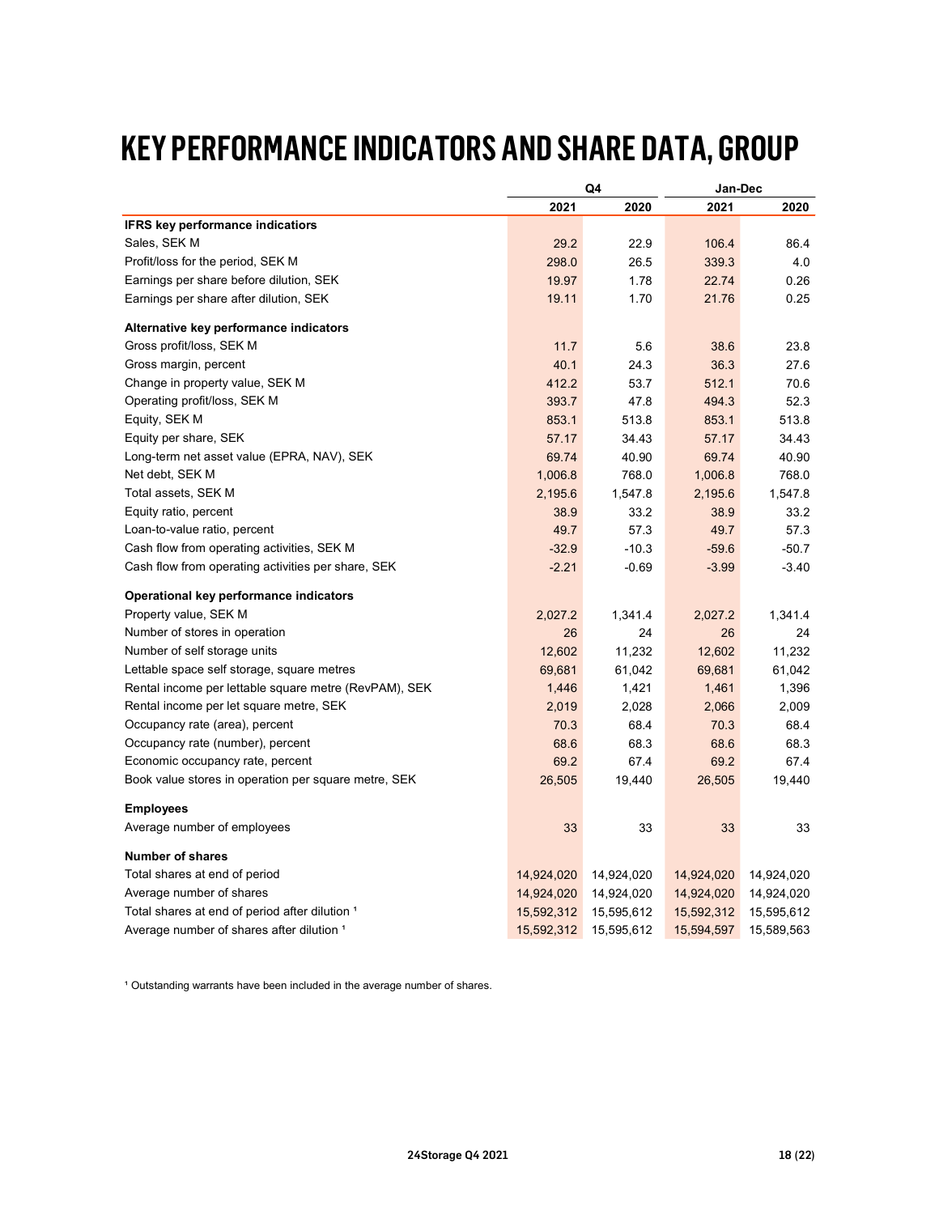# KEY PERFORMANCE INDICATORS AND SHARE DATA, GROUP

| | Q4 | | Jan-Dec | |
|---|---|---|---|---|
| | 2021 | 2020 | 2021 | 2020 |
| **IFRS key performance indicators** | | | | |
| Sales, SEK M | 29.2 | 22.9 | 106.4 | 86.4 |
| Profit/loss for the period, SEK M | 298.0 | 26.5 | 339.3 | 4.0 |
| Earnings per share before dilution, SEK | 19.97 | 1.78 | 22.74 | 0.26 |
| Earnings per share after dilution, SEK | 19.11 | 1.70 | 21.76 | 0.25 |
| **Alternative key performance indicators** | | | | |
| Gross profit/loss, SEK M | 11.7 | 5.6 | 38.6 | 23.8 |
| Gross margin, percent | 40.1 | 24.3 | 36.3 | 27.6 |
| Change in property value, SEK M | 412.2 | 53.7 | 512.1 | 70.6 |
| Operating profit/loss, SEK M | 393.7 | 47.8 | 494.3 | 52.3 |
| Equity, SEK M | 853.1 | 513.8 | 853.1 | 513.8 |
| Equity per share, SEK | 57.17 | 34.43 | 57.17 | 34.43 |
| Long-term net asset value (EPRA, NAV), SEK | 69.74 | 40.90 | 69.74 | 40.90 |
| Net debt, SEK M | 1,006.8 | 768.0 | 1,006.8 | 768.0 |
| Total assets, SEK M | 2,195.6 | 1,547.8 | 2,195.6 | 1,547.8 |
| Equity ratio, percent | 38.9 | 33.2 | 38.9 | 33.2 |
| Loan-to-value ratio, percent | 49.7 | 57.3 | 49.7 | 57.3 |
| Cash flow from operating activities, SEK M | -32.9 | -10.3 | -59.6 | -50.7 |
| Cash flow from operating activities per share, SEK | -2.21 | -0.69 | -3.99 | -3.40 |
| **Operational key performance indicators** | | | | |
| Property value, SEK M | 2,027.2 | 1,341.4 | 2,027.2 | 1,341.4 |
| Number of stores in operation | 26 | 24 | 26 | 24 |
| Number of self storage units | 12,602 | 11,232 | 12,602 | 11,232 |
| Lettable space self storage, square metres | 69,681 | 61,042 | 69,681 | 61,042 |
| Rental income per lettable square metre (RevPAM), SEK | 1,446 | 1,421 | 1,461 | 1,396 |
| Rental income per let square metre, SEK | 2,019 | 2,028 | 2,066 | 2,009 |
| Occupancy rate (area), percent | 70.3 | 68.4 | 70.3 | 68.4 |
| Occupancy rate (number), percent | 68.6 | 68.3 | 68.6 | 68.3 |
| Economic occupancy rate, percent | 69.2 | 67.4 | 69.2 | 67.4 |
| Book value stores in operation per square metre, SEK | 26,505 | 19,440 | 26,505 | 19,440 |
| **Employees** | | | | |
| Average number of employees | 33 | 33 | 33 | 33 |
| **Number of shares** | | | | |
| Total shares at end of period | 14,924,020 | 14,924,020 | 14,924,020 | 14,924,020 |
| Average number of shares | 14,924,020 | 14,924,020 | 14,924,020 | 14,924,020 |
| Total shares at end of period after dilution [1] | 15,592,312 | 15,595,612 | 15,592,312 | 15,595,612 |
| Average number of shares after dilution [1] | 15,592,312 | 15,595,612 | 15,594,597 | 15,589,563 |

[1] Outstanding warrants have been included in the average number of shares.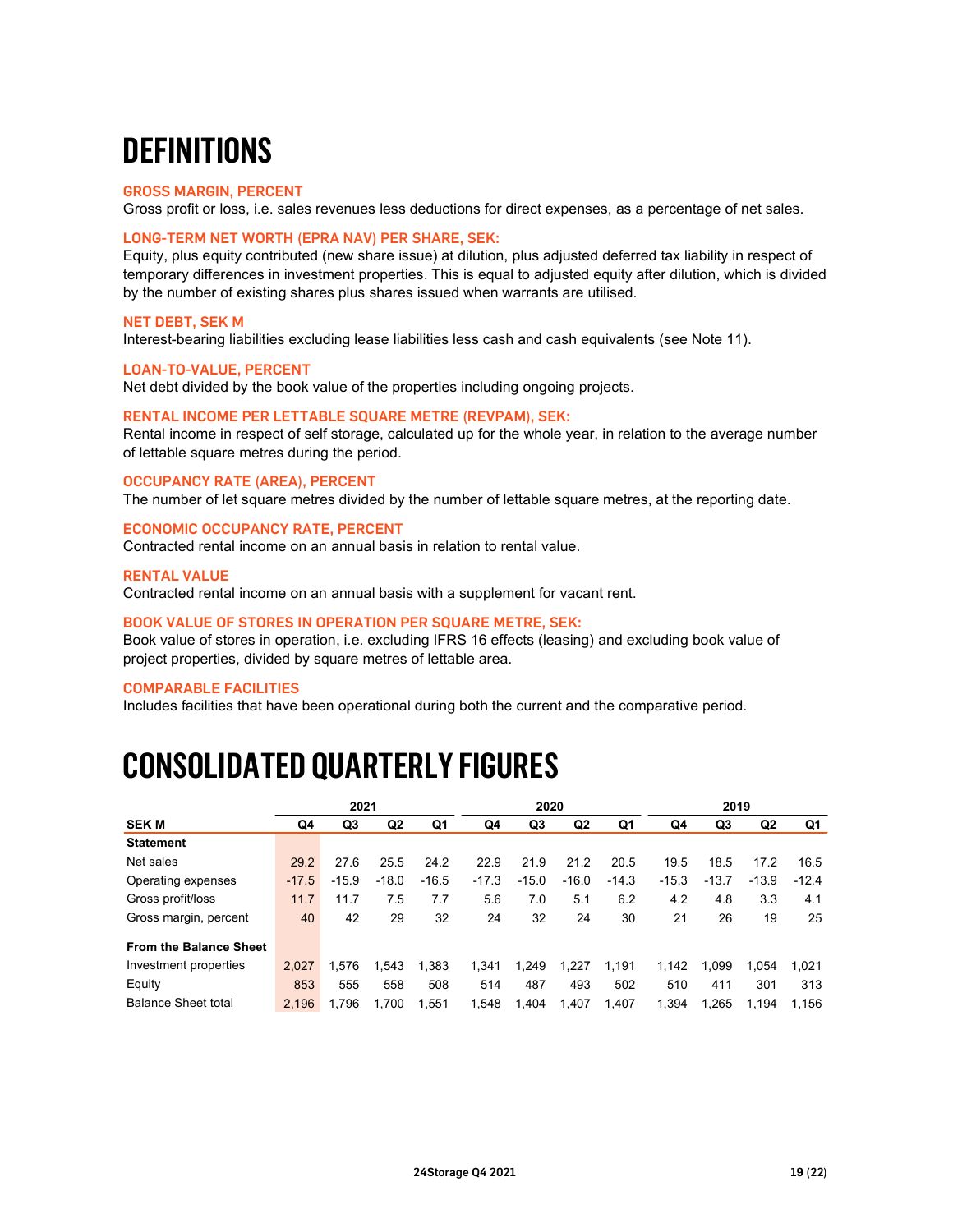# DEFINITIONS

**GROSS MARGIN, PERCENT**
Gross profit or loss, i.e. sales revenues less deductions for direct expenses, as a percentage of net sales.

**LONG-TERM NET WORTH (EPRA NAV) PER SHARE, SEK:**
Equity, plus equity contributed (new share issue) at dilution, plus adjusted deferred tax liability in respect of temporary differences in investment properties. This is equal to adjusted equity after dilution, which is divided by the number of existing shares plus shares issued when warrants are utilised.

**NET DEBT, SEK M**
Interest-bearing liabilities excluding lease liabilities less cash and cash equivalents (see Note 11).

**LOAN-TO-VALUE, PERCENT**
Net debt divided by the book value of the properties including ongoing projects.

**RENTAL INCOME PER LETTABLE SQUARE METRE (REVPAM), SEK:**
Rental income in respect of self storage, calculated up for the whole year, in relation to the average number of lettable square metres during the period.

**OCCUPANCY RATE (AREA), PERCENT**
The number of let square metres divided by the number of lettable square metres, at the reporting date.

**ECONOMIC OCCUPANCY RATE, PERCENT**
Contracted rental income on an annual basis in relation to rental value.

**RENTAL VALUE**
Contracted rental income on an annual basis with a supplement for vacant rent.

**BOOK VALUE OF STORES IN OPERATION PER SQUARE METRE, SEK:**
Book value of stores in operation, i.e. excluding IFRS 16 effects (leasing) and excluding book value of project properties, divided by square metres of lettable area.

**COMPARABLE FACILITIES**
Includes facilities that have been operational during both the current and the comparative period.

# CONSOLIDATED QUARTERLY FIGURES

| | 2021 | | | | 2020 | | | | 2019 | | | |
|---|---|---|---|---|---|---|---|---|---|---|---|---|
| **SEK M** | **Q4** | **Q3** | **Q2** | **Q1** | **Q4** | **Q3** | **Q2** | **Q1** | **Q4** | **Q3** | **Q2** | **Q1** |
| **Statement** | | | | | | | | | | | | |
| Net sales | 29.2 | 27.6 | 25.5 | 24.2 | 22.9 | 21.9 | 21.2 | 20.5 | 19.5 | 18.5 | 17.2 | 16.5 |
| Operating expenses | -17.5 | -15.9 | -18.0 | -16.5 | -17.3 | -15.0 | -16.0 | -14.3 | -15.3 | -13.7 | -13.9 | -12.4 |
| Gross profit/loss | 11.7 | 11.7 | 7.5 | 7.7 | 5.6 | 7.0 | 5.1 | 6.2 | 4.2 | 4.8 | 3.3 | 4.1 |
| Gross margin, percent | 40 | 42 | 29 | 32 | 24 | 32 | 24 | 30 | 21 | 26 | 19 | 25 |
| **From the Balance Sheet** | | | | | | | | | | | | |
| Investment properties | 2,027 | 1,576 | 1,543 | 1,383 | 1,341 | 1,249 | 1,227 | 1,191 | 1,142 | 1,099 | 1,054 | 1,021 |
| Equity | 853 | 555 | 558 | 508 | 514 | 487 | 493 | 502 | 510 | 411 | 301 | 313 |
| Balance Sheet total | 2,196 | 1,796 | 1,700 | 1,551 | 1,548 | 1,404 | 1,407 | 1,407 | 1,394 | 1,265 | 1,194 | 1,156 |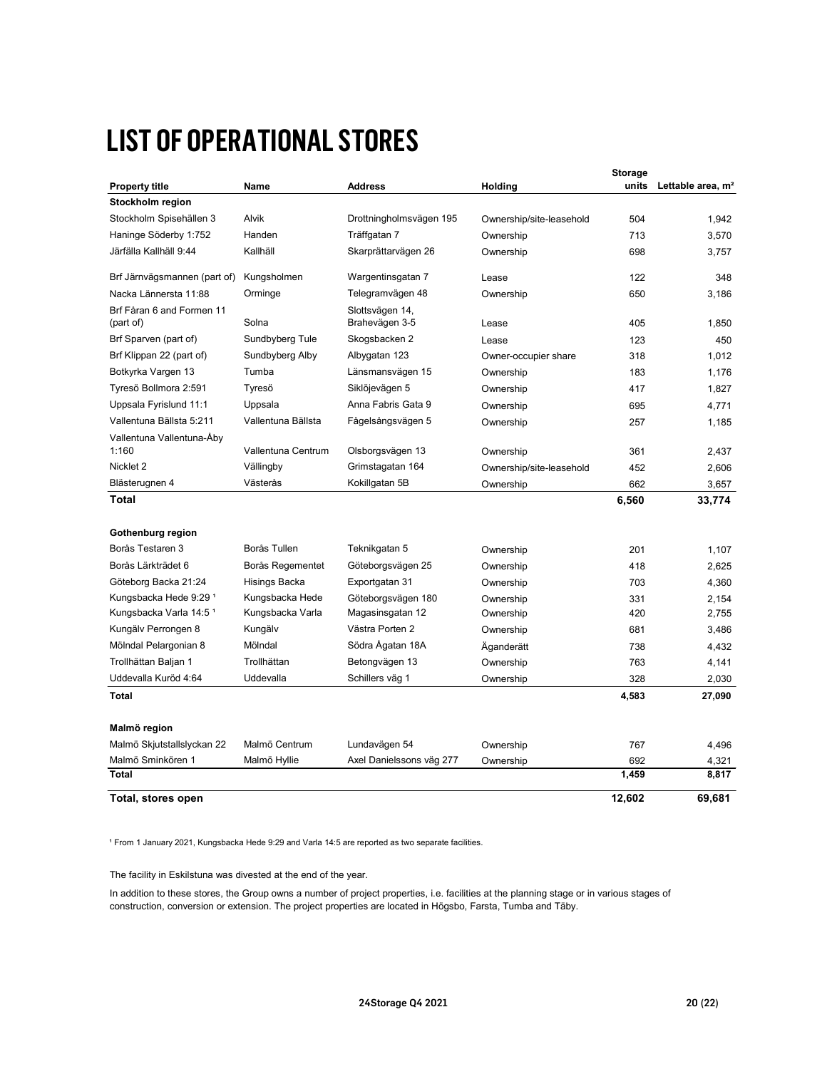# LIST OF OPERATIONAL STORES

| Property title | Name | Address | Holding | Storage units | Lettable area, m² |
|---|---|---|---|---|---|
| **Stockholm region** | | | | | |
| Stockholm Spisehällen 3 | Alvik | Drottningholmsvägen 195 | Ownership/site-leasehold | 504 | 1,942 |
| Haninge Söderby 1:752 | Handen | Träffgatan 7 | Ownership | 713 | 3,570 |
| Järfälla Kallhäll 9:44 | Kallhäll | Skarprättarvägen 26 | Ownership | 698 | 3,757 |
| Brf Järnvägsmannen (part of) | Kungsholmen | Wargentinsgatan 7 | Lease | 122 | 348 |
| Nacka Lännersta 11:88 | Orminge | Telegramvägen 48 | Ownership | 650 | 3,186 |
| Brf Fåran 6 and Formen 11 (part of) | Solna | Slottsvägen 14, Brahevägen 3-5 | Lease | 405 | 1,850 |
| Brf Sparven (part of) | Sundbyberg Tule | Skogsbacken 2 | Lease | 123 | 450 |
| Brf Klippan 22 (part of) | Sundbyberg Alby | Albygatan 123 | Owner-occupier share | 318 | 1,012 |
| Botkyrka Vargen 13 | Tumba | Länsmansvägen 15 | Ownership | 183 | 1,176 |
| Tyresö Bollmora 2:591 | Tyresö | Siklöjevägen 5 | Ownership | 417 | 1,827 |
| Uppsala Fyrislund 11:1 | Uppsala | Anna Fabris Gata 9 | Ownership | 695 | 4,771 |
| Vallentuna Bällsta 5:211 | Vallentuna Bällsta | Fågelsångsvägen 5 | Ownership | 257 | 1,185 |
| Vallentuna Vallentuna-Åby 1:160 | Vallentuna Centrum | Olsborgsvägen 13 | Ownership | 361 | 2,437 |
| Nicklet 2 | Vällingby | Grimstagatan 164 | Ownership/site-leasehold | 452 | 2,606 |
| Blästerugnen 4 | Västerås | Kokillgatan 5B | Ownership | 662 | 3,657 |
| **Total** | | | | **6,560** | **33,774** |
| **Gothenburg region** | | | | | |
| Borås Testaren 3 | Borås Tullen | Teknikgatan 5 | Ownership | 201 | 1,107 |
| Borås Lärkträdet 6 | Borås Regementet | Göteborgsvägen 25 | Ownership | 418 | 2,625 |
| Göteborg Backa 21:24 | Hisings Backa | Exportgatan 31 | Ownership | 703 | 4,360 |
| Kungsbacka Hede 9:29 [1] | Kungsbacka Hede | Göteborgsvägen 180 | Ownership | 331 | 2,154 |
| Kungsbacka Varla 14:5 [1] | Kungsbacka Varla | Magasinsgatan 12 | Ownership | 420 | 2,755 |
| Kungälv Perrongen 8 | Kungälv | Västra Porten 2 | Ownership | 681 | 3,486 |
| Mölndal Pelargonian 8 | Mölndal | Södra Ågatan 18A | Äganderätt | 738 | 4,432 |
| Trollhättan Baljan 1 | Trollhättan | Betongvägen 13 | Ownership | 763 | 4,141 |
| Uddevalla Kuröd 4:64 | Uddevalla | Schillers väg 1 | Ownership | 328 | 2,030 |
| **Total** | | | | **4,583** | **27,090** |
| **Malmö region** | | | | | |
| Malmö Skjutstallslyckan 22 | Malmö Centrum | Lundavägen 54 | Ownership | 767 | 4,496 |
| Malmö Sminkören 1 | Malmö Hyllie | Axel Danielssons väg 277 | Ownership | 692 | 4,321 |
| **Total** | | | | **1,459** | **8,817** |
| **Total, stores open** | | | | **12,602** | **69,681** |

[1] From 1 January 2021, Kungsbacka Hede 9:29 and Varla 14:5 are reported as two separate facilities.

The facility in Eskilstuna was divested at the end of the year.

In addition to these stores, the Group owns a number of project properties, i.e. facilities at the planning stage or in various stages of construction, conversion or extension. The project properties are located in Högsbo, Farsta, Tumba and Täby.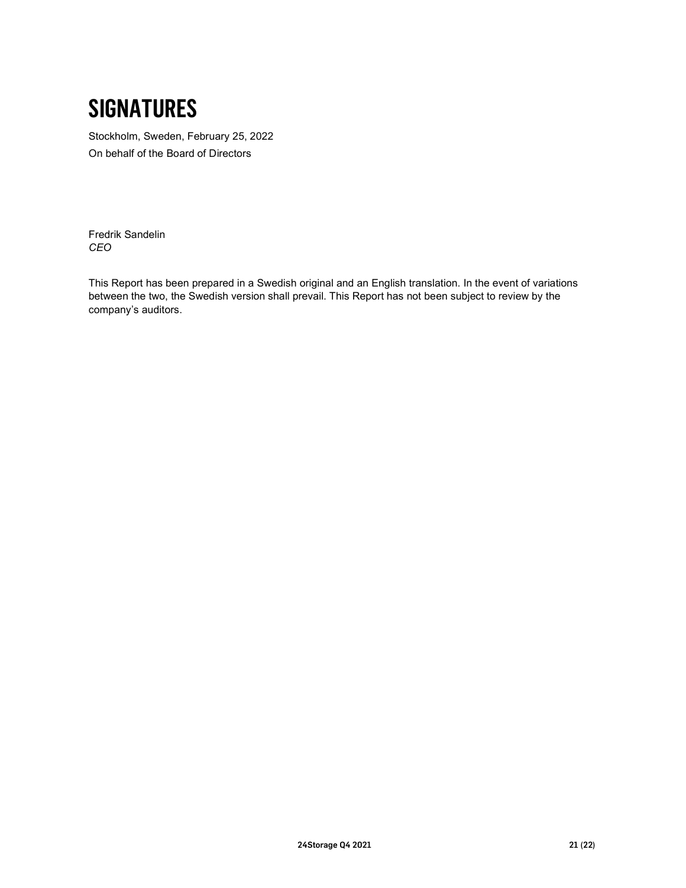# SIGNATURES

Stockholm, Sweden, February 25, 2022

On behalf of the Board of Directors

Fredrik Sandelin
*CEO*

This Report has been prepared in a Swedish original and an English translation. In the event of variations between the two, the Swedish version shall prevail. This Report has not been subject to review by the company's auditors.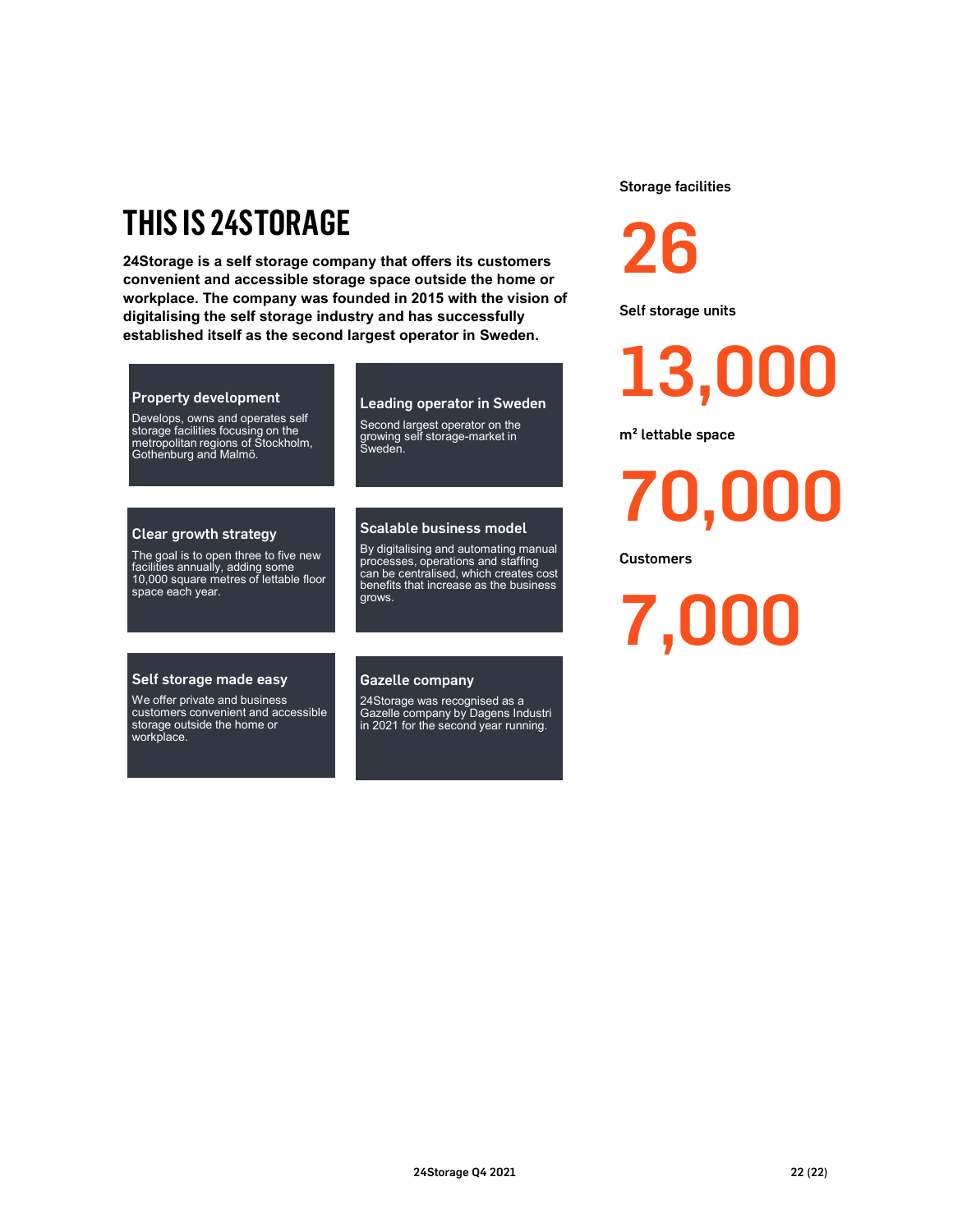# THIS IS 24STORAGE

**24Storage is a self storage company that offers its customers convenient and accessible storage space outside the home or workplace. The company was founded in 2015 with the vision of digitalising the self storage industry and has successfully established itself as the second largest operator in Sweden.**

### Property development

Develops, owns and operates self storage facilities focusing on the metropolitan regions of Stockholm, Gothenburg and Malmö.

### Leading operator in Sweden

Second largest operator on the growing self storage-market in Sweden.

### Clear growth strategy

The goal is to open three to five new facilities annually, adding some 10,000 square metres of lettable floor space each year.

### Scalable business model

By digitalising and automating manual processes, operations and staffing can be centralised, which creates cost benefits that increase as the business grows.

### Self storage made easy

We offer private and business customers convenient and accessible storage outside the home or workplace.

### Gazelle company

24Storage was recognised as a Gazelle company by Dagens Industri in 2021 for the second year running.

Storage facilities

**26**

Self storage units

**13,000**

m² lettable space

**70,000**

Customers

**7,000**